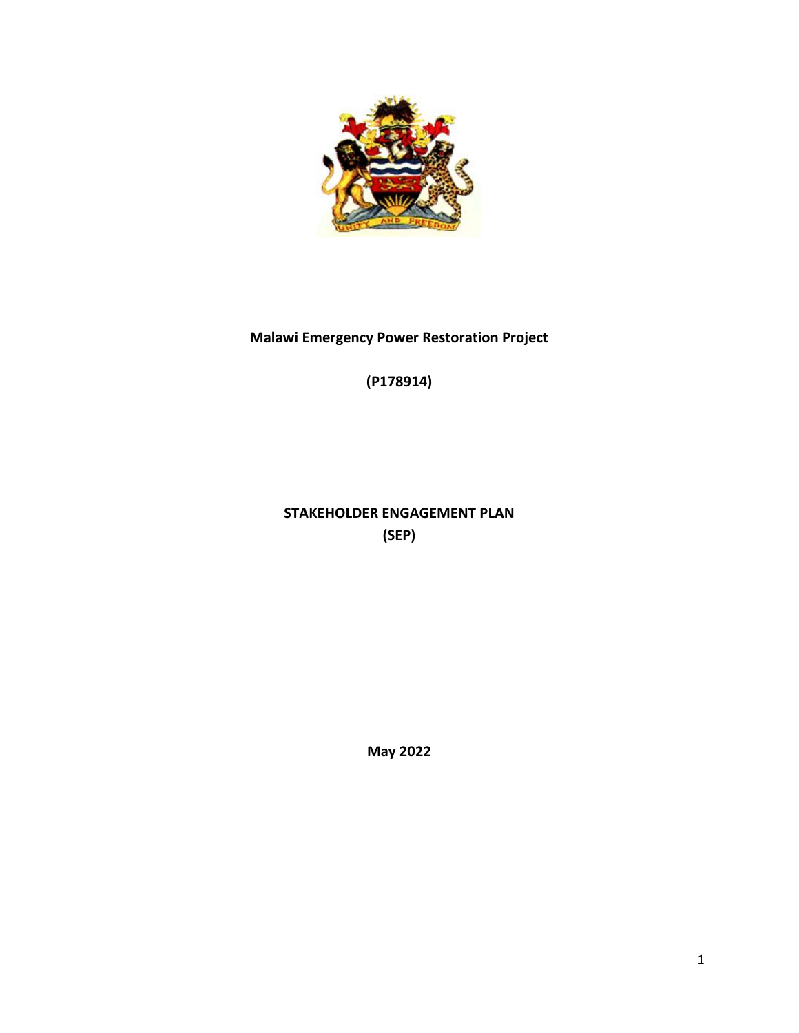**Malawi Emergency Power Restoration Project**

**(P178914)**

**STAKEHOLDER ENGAGEMENT PLAN**
**(SEP)**

**May 2022**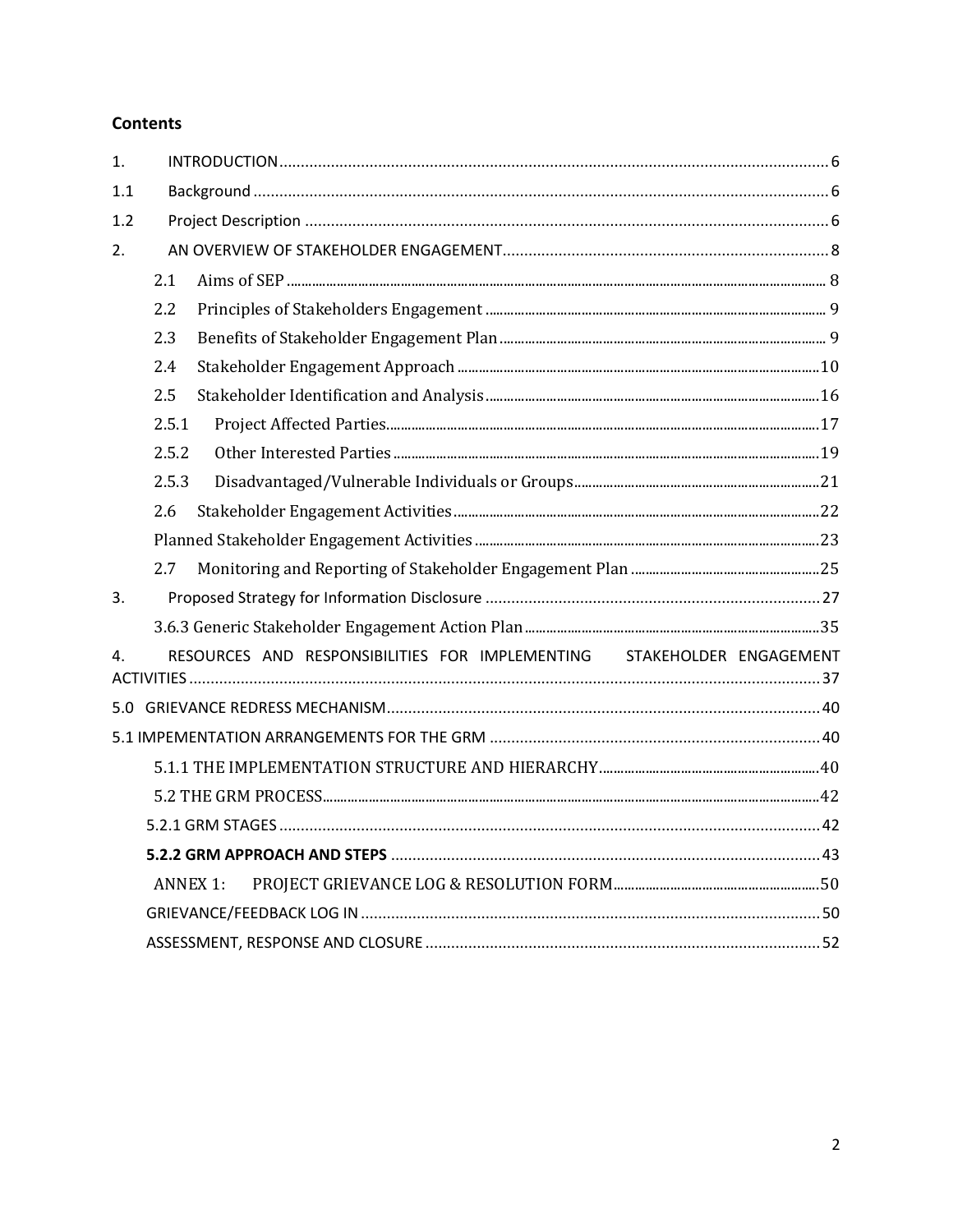**Contents**

1. INTRODUCTION .......... 6

1.1 Background .......... 6

1.2 Project Description .......... 6

2. AN OVERVIEW OF STAKEHOLDER ENGAGEMENT .......... 8

 2.1 Aims of SEP .......... 8

 2.2 Principles of Stakeholders Engagement .......... 9

 2.3 Benefits of Stakeholder Engagement Plan .......... 9

 2.4 Stakeholder Engagement Approach .......... 10

 2.5 Stakeholder Identification and Analysis .......... 16

 2.5.1 Project Affected Parties .......... 17

 2.5.2 Other Interested Parties .......... 19

 2.5.3 Disadvantaged/Vulnerable Individuals or Groups .......... 21

 2.6 Stakeholder Engagement Activities .......... 22

 Planned Stakeholder Engagement Activities .......... 23

 2.7 Monitoring and Reporting of Stakeholder Engagement Plan .......... 25

3. Proposed Strategy for Information Disclosure .......... 27

 3.6.3 Generic Stakeholder Engagement Action Plan .......... 35

4. RESOURCES AND RESPONSIBILITIES FOR IMPLEMENTING STAKEHOLDER ENGAGEMENT ACTIVITIES .......... 37

5.0 GRIEVANCE REDRESS MECHANISM .......... 40

5.1 IMPEMENTATION ARRANGEMENTS FOR THE GRM .......... 40

 5.1.1 THE IMPLEMENTATION STRUCTURE AND HIERARCHY .......... 40

 5.2 THE GRM PROCESS .......... 42

 5.2.1 GRM STAGES .......... 42

 **5.2.2 GRM APPROACH AND STEPS** .......... 43

 ANNEX 1: PROJECT GRIEVANCE LOG & RESOLUTION FORM .......... 50

 GRIEVANCE/FEEDBACK LOG IN .......... 50

 ASSESSMENT, RESPONSE AND CLOSURE .......... 52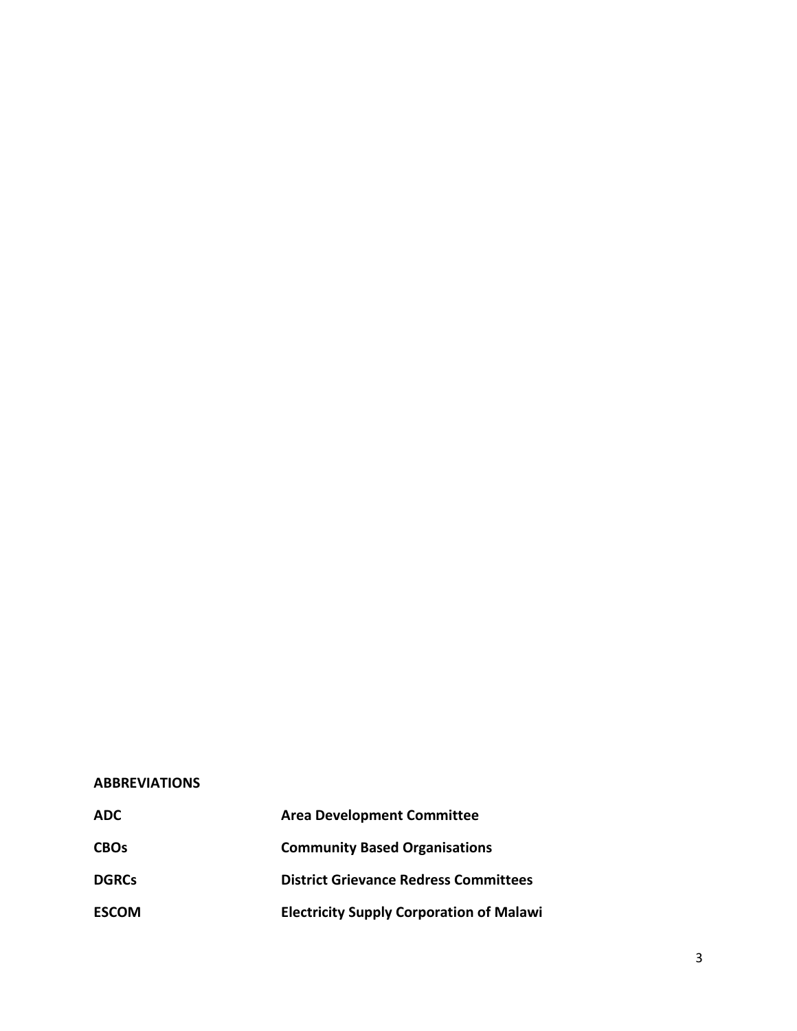**ABBREVIATIONS**

| | |
|---|---|
| **ADC** | **Area Development Committee** |
| **CBOs** | **Community Based Organisations** |
| **DGRCs** | **District Grievance Redress Committees** |
| **ESCOM** | **Electricity Supply Corporation of Malawi** |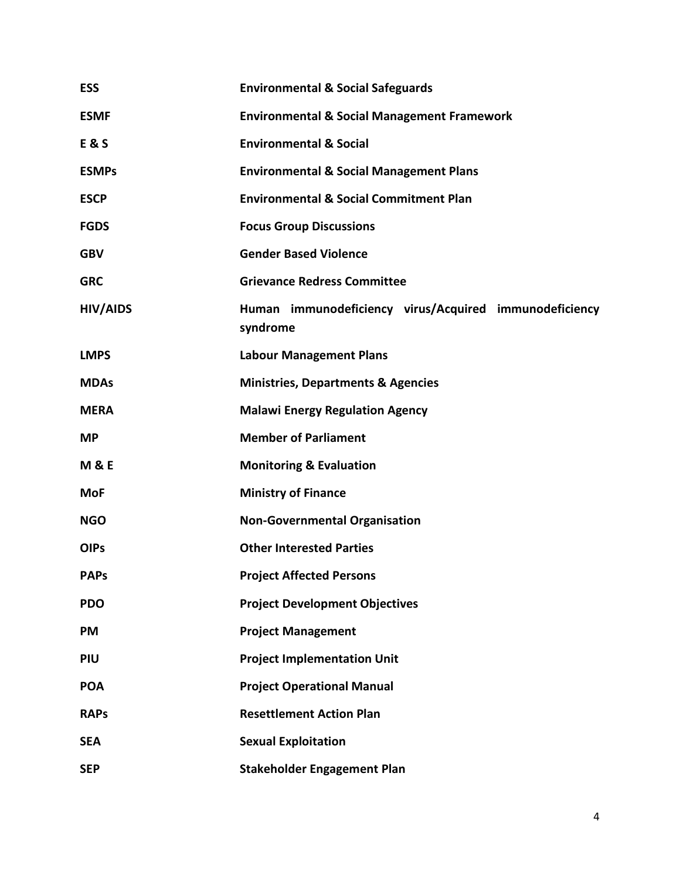| | |
|---|---|
| **ESS** | **Environmental & Social Safeguards** |
| **ESMF** | **Environmental & Social Management Framework** |
| **E & S** | **Environmental & Social** |
| **ESMPs** | **Environmental & Social Management Plans** |
| **ESCP** | **Environmental & Social Commitment Plan** |
| **FGDS** | **Focus Group Discussions** |
| **GBV** | **Gender Based Violence** |
| **GRC** | **Grievance Redress Committee** |
| **HIV/AIDS** | **Human immunodeficiency virus/Acquired immunodeficiency syndrome** |
| **LMPS** | **Labour Management Plans** |
| **MDAs** | **Ministries, Departments & Agencies** |
| **MERA** | **Malawi Energy Regulation Agency** |
| **MP** | **Member of Parliament** |
| **M & E** | **Monitoring & Evaluation** |
| **MoF** | **Ministry of Finance** |
| **NGO** | **Non-Governmental Organisation** |
| **OIPs** | **Other Interested Parties** |
| **PAPs** | **Project Affected Persons** |
| **PDO** | **Project Development Objectives** |
| **PM** | **Project Management** |
| **PIU** | **Project Implementation Unit** |
| **POA** | **Project Operational Manual** |
| **RAPs** | **Resettlement Action Plan** |
| **SEA** | **Sexual Exploitation** |
| **SEP** | **Stakeholder Engagement Plan** |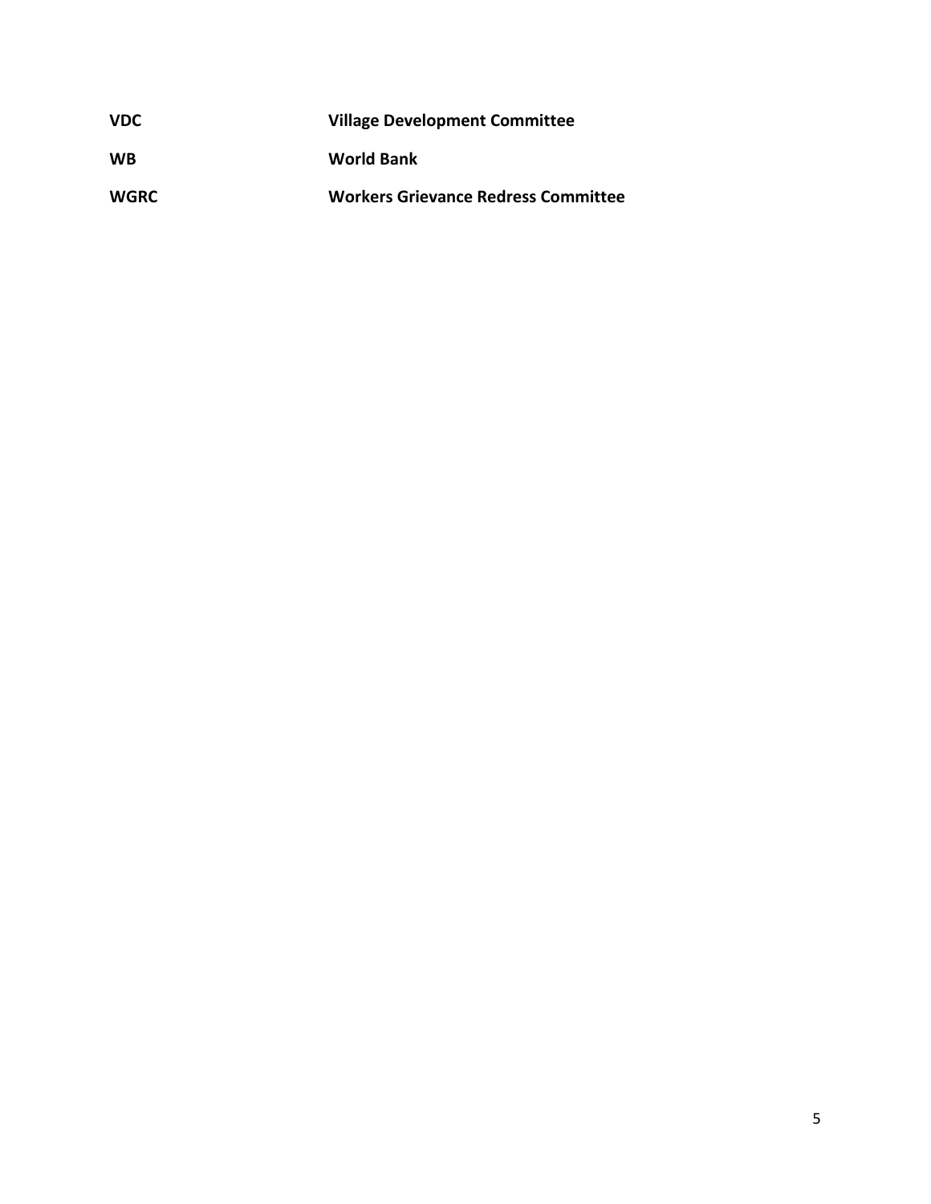| | |
|---|---|
| **VDC** | **Village Development Committee** |
| **WB** | **World Bank** |
| **WGRC** | **Workers Grievance Redress Committee** |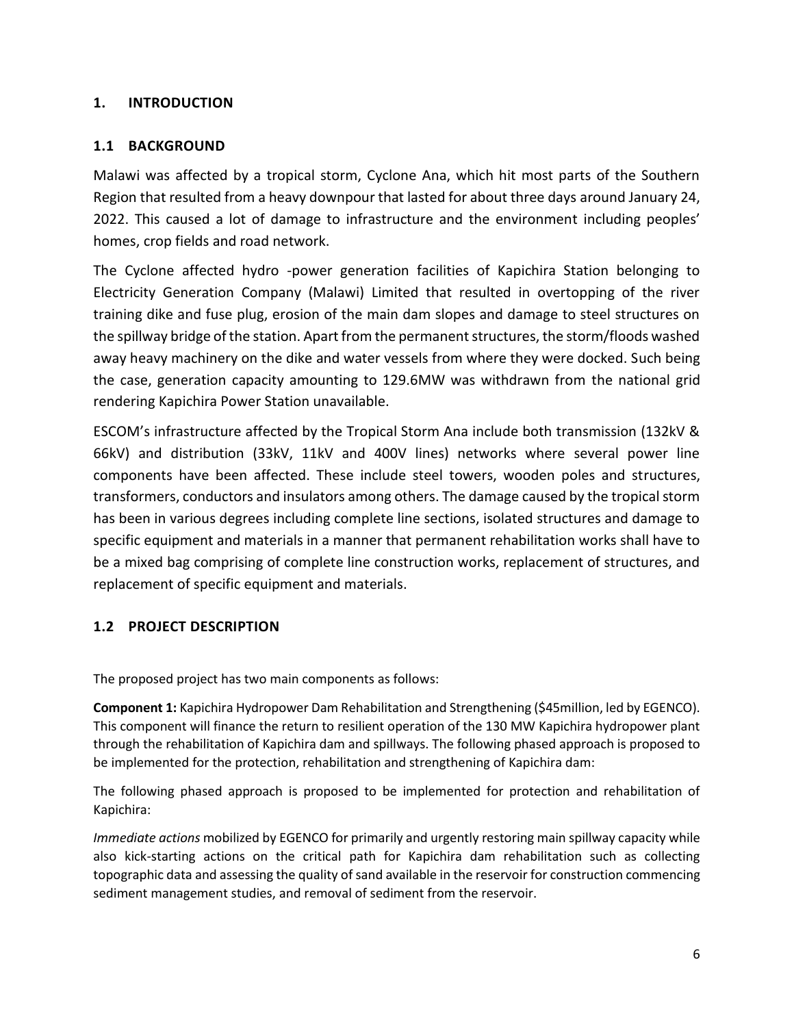# 1. INTRODUCTION

## 1.1 BACKGROUND

Malawi was affected by a tropical storm, Cyclone Ana, which hit most parts of the Southern Region that resulted from a heavy downpour that lasted for about three days around January 24, 2022. This caused a lot of damage to infrastructure and the environment including peoples' homes, crop fields and road network.

The Cyclone affected hydro -power generation facilities of Kapichira Station belonging to Electricity Generation Company (Malawi) Limited that resulted in overtopping of the river training dike and fuse plug, erosion of the main dam slopes and damage to steel structures on the spillway bridge of the station. Apart from the permanent structures, the storm/floods washed away heavy machinery on the dike and water vessels from where they were docked. Such being the case, generation capacity amounting to 129.6MW was withdrawn from the national grid rendering Kapichira Power Station unavailable.

ESCOM's infrastructure affected by the Tropical Storm Ana include both transmission (132kV & 66kV) and distribution (33kV, 11kV and 400V lines) networks where several power line components have been affected. These include steel towers, wooden poles and structures, transformers, conductors and insulators among others. The damage caused by the tropical storm has been in various degrees including complete line sections, isolated structures and damage to specific equipment and materials in a manner that permanent rehabilitation works shall have to be a mixed bag comprising of complete line construction works, replacement of structures, and replacement of specific equipment and materials.

## 1.2 PROJECT DESCRIPTION

The proposed project has two main components as follows:

**Component 1:** Kapichira Hydropower Dam Rehabilitation and Strengthening ($45million, led by EGENCO). This component will finance the return to resilient operation of the 130 MW Kapichira hydropower plant through the rehabilitation of Kapichira dam and spillways. The following phased approach is proposed to be implemented for the protection, rehabilitation and strengthening of Kapichira dam:

The following phased approach is proposed to be implemented for protection and rehabilitation of Kapichira:

*Immediate actions* mobilized by EGENCO for primarily and urgently restoring main spillway capacity while also kick-starting actions on the critical path for Kapichira dam rehabilitation such as collecting topographic data and assessing the quality of sand available in the reservoir for construction commencing sediment management studies, and removal of sediment from the reservoir.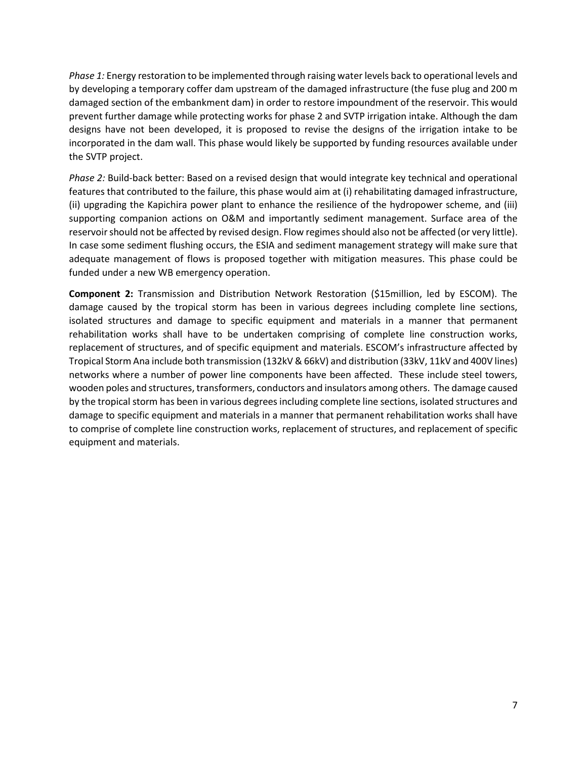*Phase 1:* Energy restoration to be implemented through raising water levels back to operational levels and by developing a temporary coffer dam upstream of the damaged infrastructure (the fuse plug and 200 m damaged section of the embankment dam) in order to restore impoundment of the reservoir. This would prevent further damage while protecting works for phase 2 and SVTP irrigation intake. Although the dam designs have not been developed, it is proposed to revise the designs of the irrigation intake to be incorporated in the dam wall. This phase would likely be supported by funding resources available under the SVTP project.

*Phase 2:* Build-back better: Based on a revised design that would integrate key technical and operational features that contributed to the failure, this phase would aim at (i) rehabilitating damaged infrastructure, (ii) upgrading the Kapichira power plant to enhance the resilience of the hydropower scheme, and (iii) supporting companion actions on O&M and importantly sediment management. Surface area of the reservoir should not be affected by revised design. Flow regimes should also not be affected (or very little). In case some sediment flushing occurs, the ESIA and sediment management strategy will make sure that adequate management of flows is proposed together with mitigation measures. This phase could be funded under a new WB emergency operation.

**Component 2:** Transmission and Distribution Network Restoration ($15million, led by ESCOM). The damage caused by the tropical storm has been in various degrees including complete line sections, isolated structures and damage to specific equipment and materials in a manner that permanent rehabilitation works shall have to be undertaken comprising of complete line construction works, replacement of structures, and of specific equipment and materials. ESCOM's infrastructure affected by Tropical Storm Ana include both transmission (132kV & 66kV) and distribution (33kV, 11kV and 400V lines) networks where a number of power line components have been affected. These include steel towers, wooden poles and structures, transformers, conductors and insulators among others. The damage caused by the tropical storm has been in various degrees including complete line sections, isolated structures and damage to specific equipment and materials in a manner that permanent rehabilitation works shall have to comprise of complete line construction works, replacement of structures, and replacement of specific equipment and materials.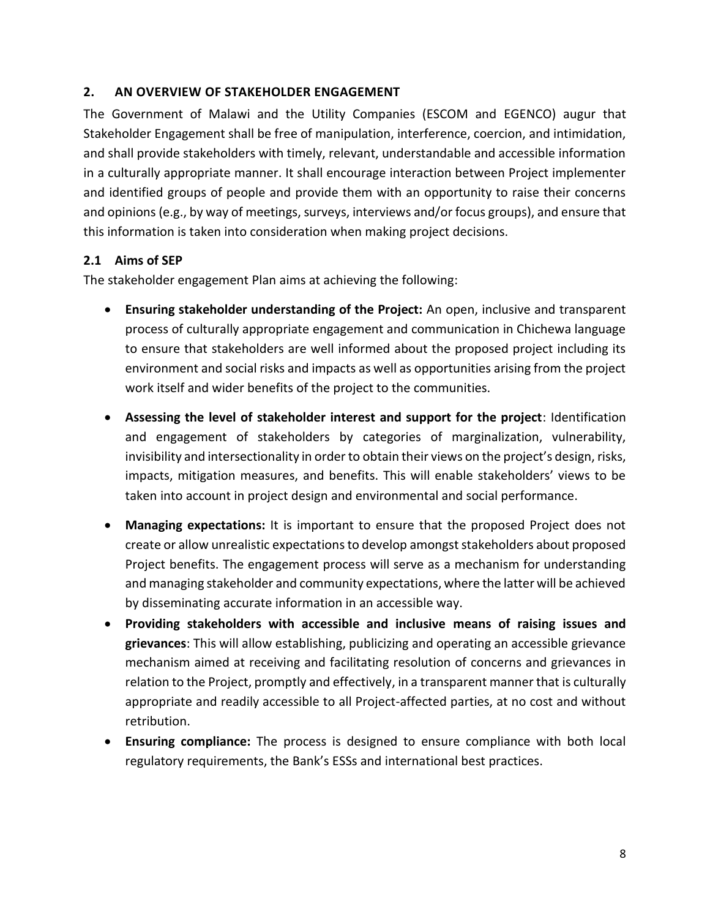## 2. AN OVERVIEW OF STAKEHOLDER ENGAGEMENT

The Government of Malawi and the Utility Companies (ESCOM and EGENCO) augur that Stakeholder Engagement shall be free of manipulation, interference, coercion, and intimidation, and shall provide stakeholders with timely, relevant, understandable and accessible information in a culturally appropriate manner. It shall encourage interaction between Project implementer and identified groups of people and provide them with an opportunity to raise their concerns and opinions (e.g., by way of meetings, surveys, interviews and/or focus groups), and ensure that this information is taken into consideration when making project decisions.

### 2.1 Aims of SEP

The stakeholder engagement Plan aims at achieving the following:

- **Ensuring stakeholder understanding of the Project:** An open, inclusive and transparent process of culturally appropriate engagement and communication in Chichewa language to ensure that stakeholders are well informed about the proposed project including its environment and social risks and impacts as well as opportunities arising from the project work itself and wider benefits of the project to the communities.
- **Assessing the level of stakeholder interest and support for the project**: Identification and engagement of stakeholders by categories of marginalization, vulnerability, invisibility and intersectionality in order to obtain their views on the project's design, risks, impacts, mitigation measures, and benefits. This will enable stakeholders' views to be taken into account in project design and environmental and social performance.
- **Managing expectations:** It is important to ensure that the proposed Project does not create or allow unrealistic expectations to develop amongst stakeholders about proposed Project benefits. The engagement process will serve as a mechanism for understanding and managing stakeholder and community expectations, where the latter will be achieved by disseminating accurate information in an accessible way.
- **Providing stakeholders with accessible and inclusive means of raising issues and grievances**: This will allow establishing, publicizing and operating an accessible grievance mechanism aimed at receiving and facilitating resolution of concerns and grievances in relation to the Project, promptly and effectively, in a transparent manner that is culturally appropriate and readily accessible to all Project-affected parties, at no cost and without retribution.
- **Ensuring compliance:** The process is designed to ensure compliance with both local regulatory requirements, the Bank's ESSs and international best practices.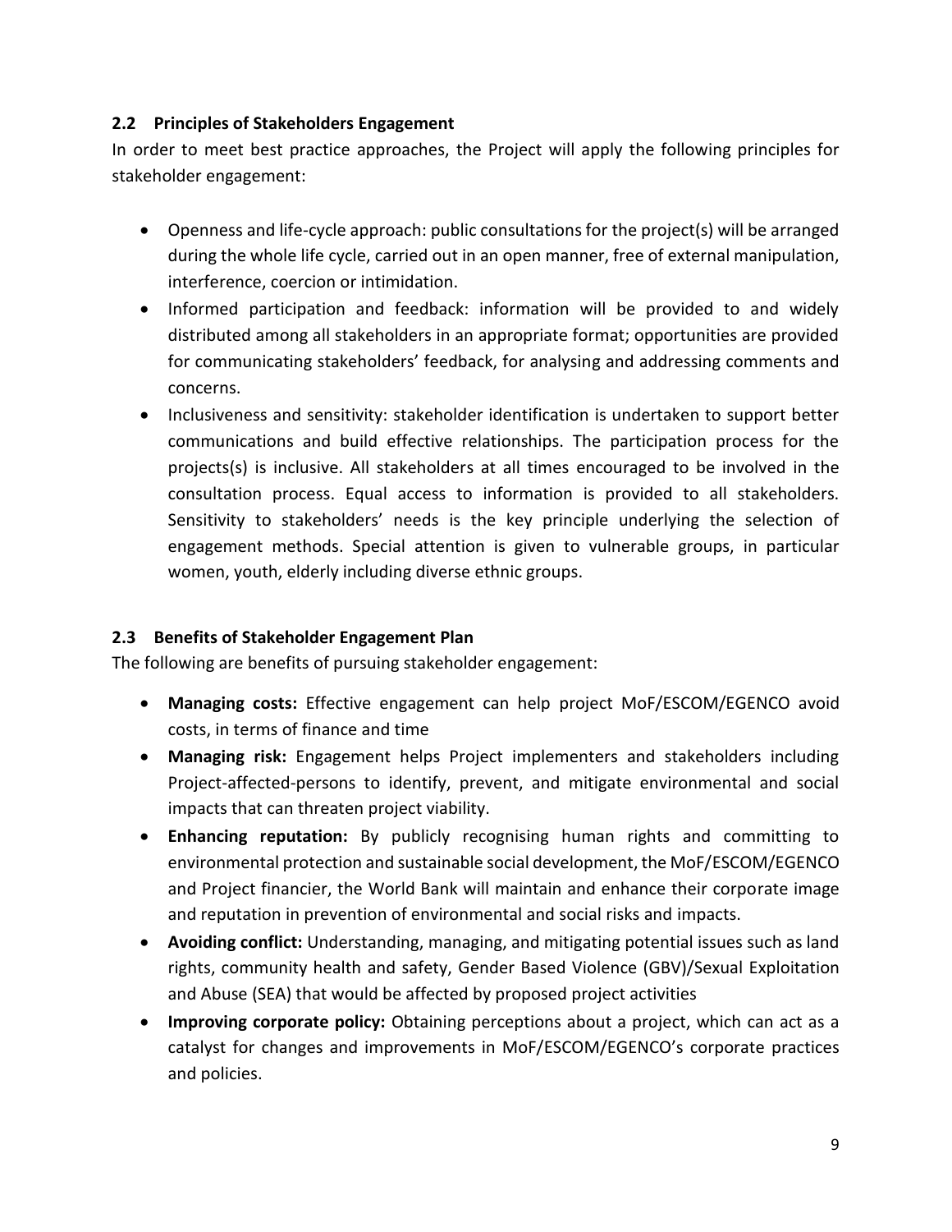## 2.2 Principles of Stakeholders Engagement

In order to meet best practice approaches, the Project will apply the following principles for stakeholder engagement:

- Openness and life-cycle approach: public consultations for the project(s) will be arranged during the whole life cycle, carried out in an open manner, free of external manipulation, interference, coercion or intimidation.
- Informed participation and feedback: information will be provided to and widely distributed among all stakeholders in an appropriate format; opportunities are provided for communicating stakeholders' feedback, for analysing and addressing comments and concerns.
- Inclusiveness and sensitivity: stakeholder identification is undertaken to support better communications and build effective relationships. The participation process for the projects(s) is inclusive. All stakeholders at all times encouraged to be involved in the consultation process. Equal access to information is provided to all stakeholders. Sensitivity to stakeholders' needs is the key principle underlying the selection of engagement methods. Special attention is given to vulnerable groups, in particular women, youth, elderly including diverse ethnic groups.

## 2.3 Benefits of Stakeholder Engagement Plan

The following are benefits of pursuing stakeholder engagement:

- **Managing costs:** Effective engagement can help project MoF/ESCOM/EGENCO avoid costs, in terms of finance and time
- **Managing risk:** Engagement helps Project implementers and stakeholders including Project-affected-persons to identify, prevent, and mitigate environmental and social impacts that can threaten project viability.
- **Enhancing reputation:** By publicly recognising human rights and committing to environmental protection and sustainable social development, the MoF/ESCOM/EGENCO and Project financier, the World Bank will maintain and enhance their corporate image and reputation in prevention of environmental and social risks and impacts.
- **Avoiding conflict:** Understanding, managing, and mitigating potential issues such as land rights, community health and safety, Gender Based Violence (GBV)/Sexual Exploitation and Abuse (SEA) that would be affected by proposed project activities
- **Improving corporate policy:** Obtaining perceptions about a project, which can act as a catalyst for changes and improvements in MoF/ESCOM/EGENCO's corporate practices and policies.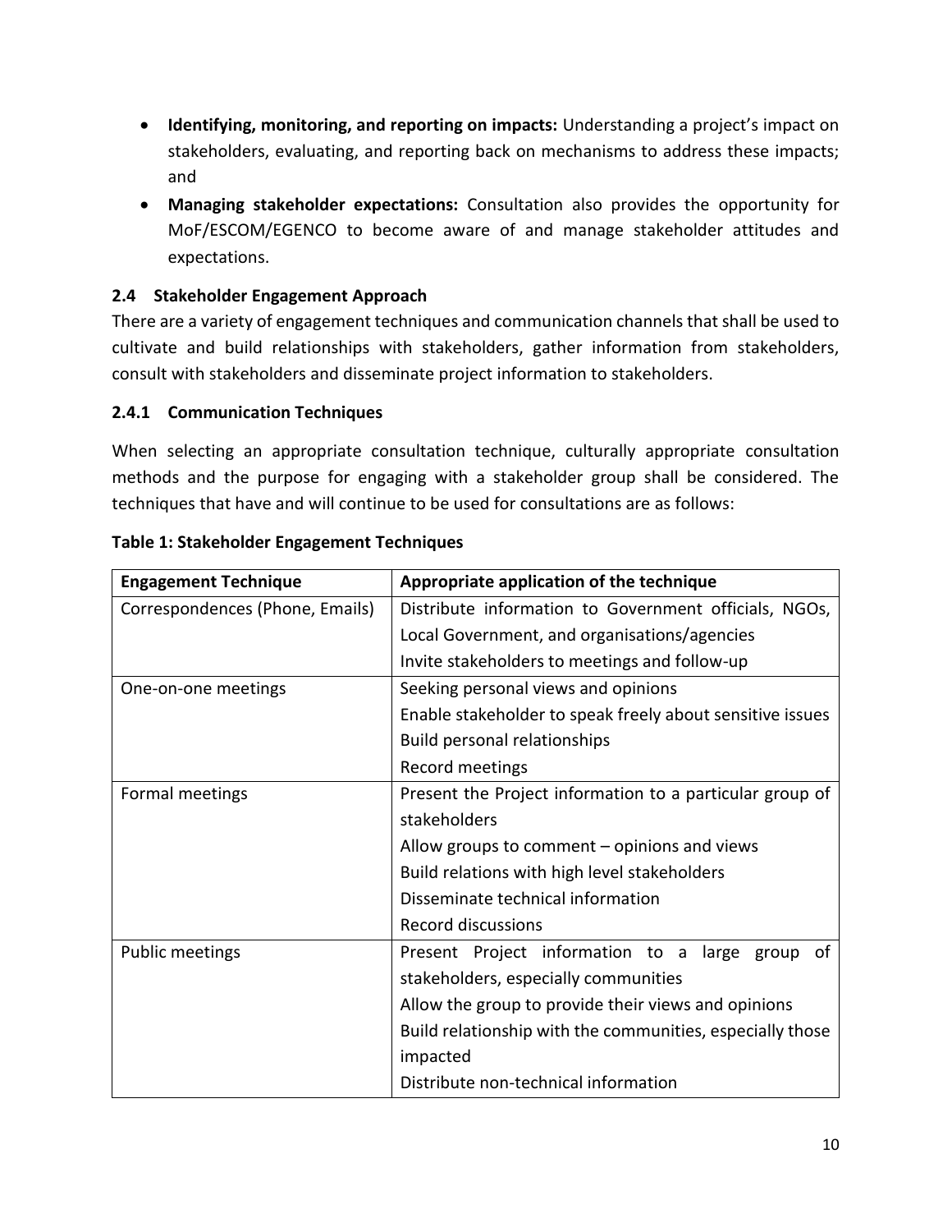- **Identifying, monitoring, and reporting on impacts:** Understanding a project's impact on stakeholders, evaluating, and reporting back on mechanisms to address these impacts; and
- **Managing stakeholder expectations:** Consultation also provides the opportunity for MoF/ESCOM/EGENCO to become aware of and manage stakeholder attitudes and expectations.

### 2.4 Stakeholder Engagement Approach

There are a variety of engagement techniques and communication channels that shall be used to cultivate and build relationships with stakeholders, gather information from stakeholders, consult with stakeholders and disseminate project information to stakeholders.

#### 2.4.1 Communication Techniques

When selecting an appropriate consultation technique, culturally appropriate consultation methods and the purpose for engaging with a stakeholder group shall be considered. The techniques that have and will continue to be used for consultations are as follows:

**Table 1: Stakeholder Engagement Techniques**

| Engagement Technique | Appropriate application of the technique |
|---|---|
| Correspondences (Phone, Emails) | Distribute information to Government officials, NGOs, Local Government, and organisations/agencies<br>Invite stakeholders to meetings and follow-up |
| One-on-one meetings | Seeking personal views and opinions<br>Enable stakeholder to speak freely about sensitive issues<br>Build personal relationships<br>Record meetings |
| Formal meetings | Present the Project information to a particular group of stakeholders<br>Allow groups to comment – opinions and views<br>Build relations with high level stakeholders<br>Disseminate technical information<br>Record discussions |
| Public meetings | Present Project information to a large group of stakeholders, especially communities<br>Allow the group to provide their views and opinions<br>Build relationship with the communities, especially those impacted<br>Distribute non-technical information |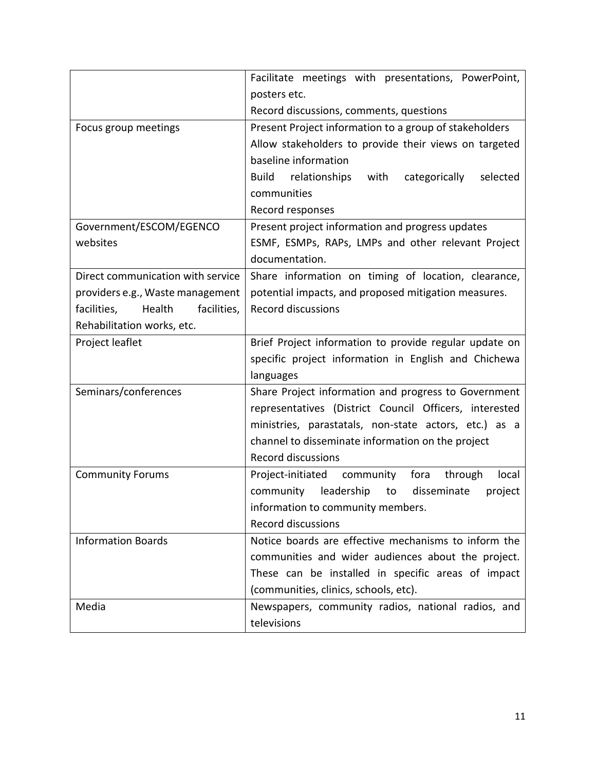| | |
|---|---|
| | Facilitate meetings with presentations, PowerPoint, posters etc.<br>Record discussions, comments, questions |
| Focus group meetings | Present Project information to a group of stakeholders<br>Allow stakeholders to provide their views on targeted baseline information<br>Build relationships with categorically selected communities<br>Record responses |
| Government/ESCOM/EGENCO websites | Present project information and progress updates<br>ESMF, ESMPs, RAPs, LMPs and other relevant Project documentation. |
| Direct communication with service providers e.g., Waste management facilities, Health facilities, Rehabilitation works, etc. | Share information on timing of location, clearance, potential impacts, and proposed mitigation measures.<br>Record discussions |
| Project leaflet | Brief Project information to provide regular update on specific project information in English and Chichewa languages |
| Seminars/conferences | Share Project information and progress to Government representatives (District Council Officers, interested ministries, parastatals, non-state actors, etc.) as a channel to disseminate information on the project<br>Record discussions |
| Community Forums | Project-initiated community fora through local community leadership to disseminate project information to community members.<br>Record discussions |
| Information Boards | Notice boards are effective mechanisms to inform the communities and wider audiences about the project. These can be installed in specific areas of impact (communities, clinics, schools, etc). |
| Media | Newspapers, community radios, national radios, and televisions |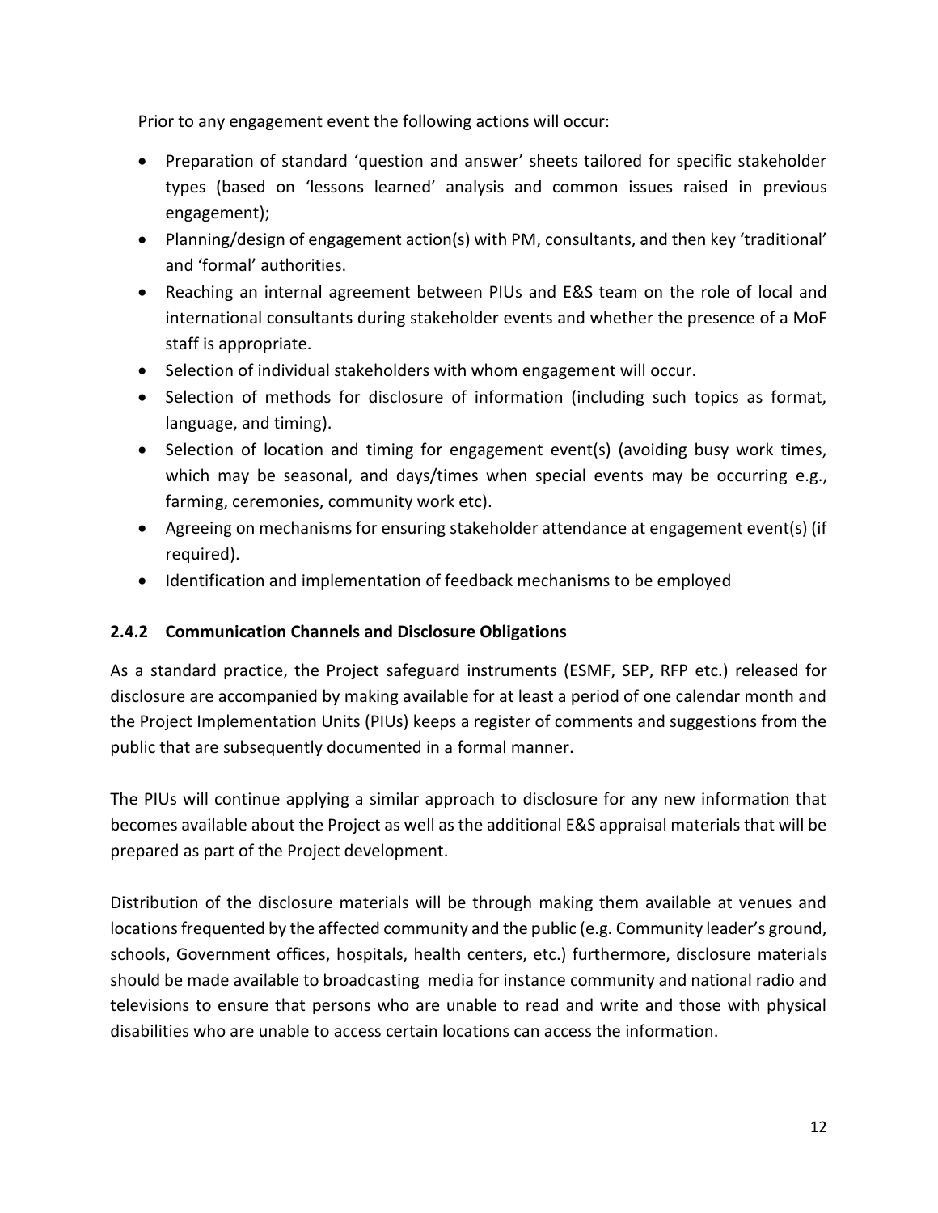Prior to any engagement event the following actions will occur:

- Preparation of standard 'question and answer' sheets tailored for specific stakeholder types (based on 'lessons learned' analysis and common issues raised in previous engagement);
- Planning/design of engagement action(s) with PM, consultants, and then key 'traditional' and 'formal' authorities.
- Reaching an internal agreement between PIUs and E&S team on the role of local and international consultants during stakeholder events and whether the presence of a MoF staff is appropriate.
- Selection of individual stakeholders with whom engagement will occur.
- Selection of methods for disclosure of information (including such topics as format, language, and timing).
- Selection of location and timing for engagement event(s) (avoiding busy work times, which may be seasonal, and days/times when special events may be occurring e.g., farming, ceremonies, community work etc).
- Agreeing on mechanisms for ensuring stakeholder attendance at engagement event(s) (if required).
- Identification and implementation of feedback mechanisms to be employed

### 2.4.2 Communication Channels and Disclosure Obligations

As a standard practice, the Project safeguard instruments (ESMF, SEP, RFP etc.) released for disclosure are accompanied by making available for at least a period of one calendar month and the Project Implementation Units (PIUs) keeps a register of comments and suggestions from the public that are subsequently documented in a formal manner.

The PIUs will continue applying a similar approach to disclosure for any new information that becomes available about the Project as well as the additional E&S appraisal materials that will be prepared as part of the Project development.

Distribution of the disclosure materials will be through making them available at venues and locations frequented by the affected community and the public (e.g. Community leader's ground, schools, Government offices, hospitals, health centers, etc.) furthermore, disclosure materials should be made available to broadcasting media for instance community and national radio and televisions to ensure that persons who are unable to read and write and those with physical disabilities who are unable to access certain locations can access the information.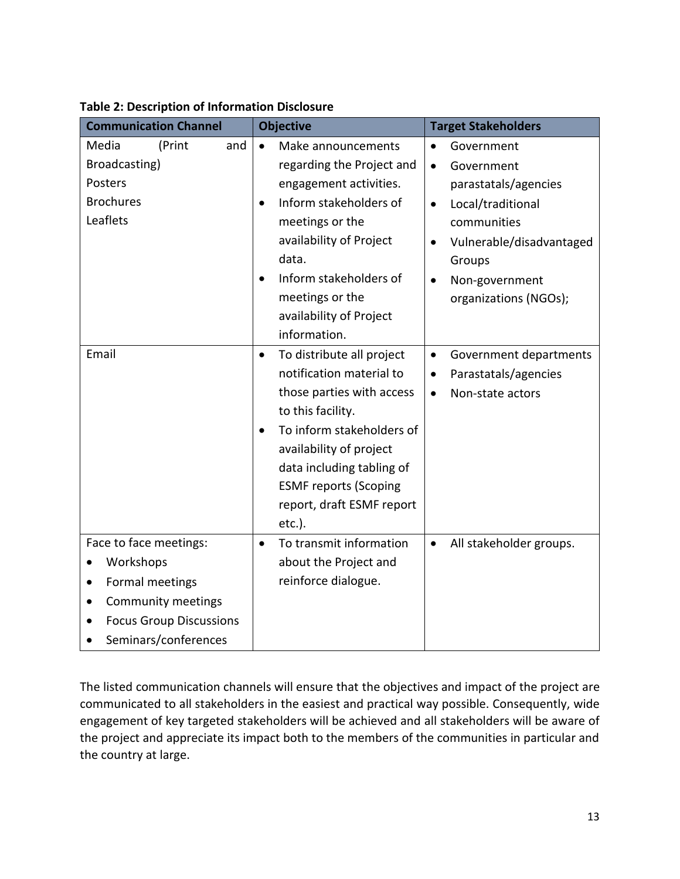**Table 2: Description of Information Disclosure**

| Communication Channel | Objective | Target Stakeholders |
|---|---|---|
| Media (Print and Broadcasting)<br>Posters<br>Brochures<br>Leaflets | • Make announcements regarding the Project and engagement activities.<br>• Inform stakeholders of meetings or the availability of Project data.<br>• Inform stakeholders of meetings or the availability of Project information. | • Government<br>• Government parastatals/agencies<br>• Local/traditional communities<br>• Vulnerable/disadvantaged Groups<br>• Non-government organizations (NGOs); |
| Email | • To distribute all project notification material to those parties with access to this facility.<br>• To inform stakeholders of availability of project data including tabling of ESMF reports (Scoping report, draft ESMF report etc.). | • Government departments<br>• Parastatals/agencies<br>• Non-state actors |
| Face to face meetings:<br>• Workshops<br>• Formal meetings<br>• Community meetings<br>• Focus Group Discussions<br>• Seminars/conferences | • To transmit information about the Project and reinforce dialogue. | • All stakeholder groups. |

The listed communication channels will ensure that the objectives and impact of the project are communicated to all stakeholders in the easiest and practical way possible. Consequently, wide engagement of key targeted stakeholders will be achieved and all stakeholders will be aware of the project and appreciate its impact both to the members of the communities in particular and the country at large.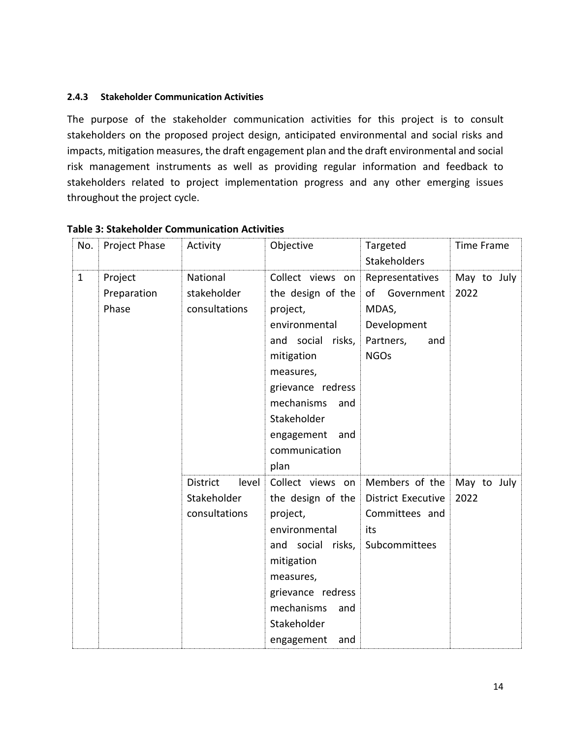#### 2.4.3 Stakeholder Communication Activities

The purpose of the stakeholder communication activities for this project is to consult stakeholders on the proposed project design, anticipated environmental and social risks and impacts, mitigation measures, the draft engagement plan and the draft environmental and social risk management instruments as well as providing regular information and feedback to stakeholders related to project implementation progress and any other emerging issues throughout the project cycle.

**Table 3: Stakeholder Communication Activities**

| No. | Project Phase | Activity | Objective | Targeted Stakeholders | Time Frame |
|---|---|---|---|---|---|
| 1 | Project Preparation Phase | National stakeholder consultations | Collect views on the design of the project, environmental and social risks, mitigation measures, grievance redress mechanisms and Stakeholder engagement and communication plan | Representatives of Government MDAS, Development Partners, and NGOs | May to July 2022 |
| | | District level Stakeholder consultations | Collect views on the design of the project, environmental and social risks, mitigation measures, grievance redress mechanisms and Stakeholder engagement and | Members of the District Executive Committees and its Subcommittees | May to July 2022 |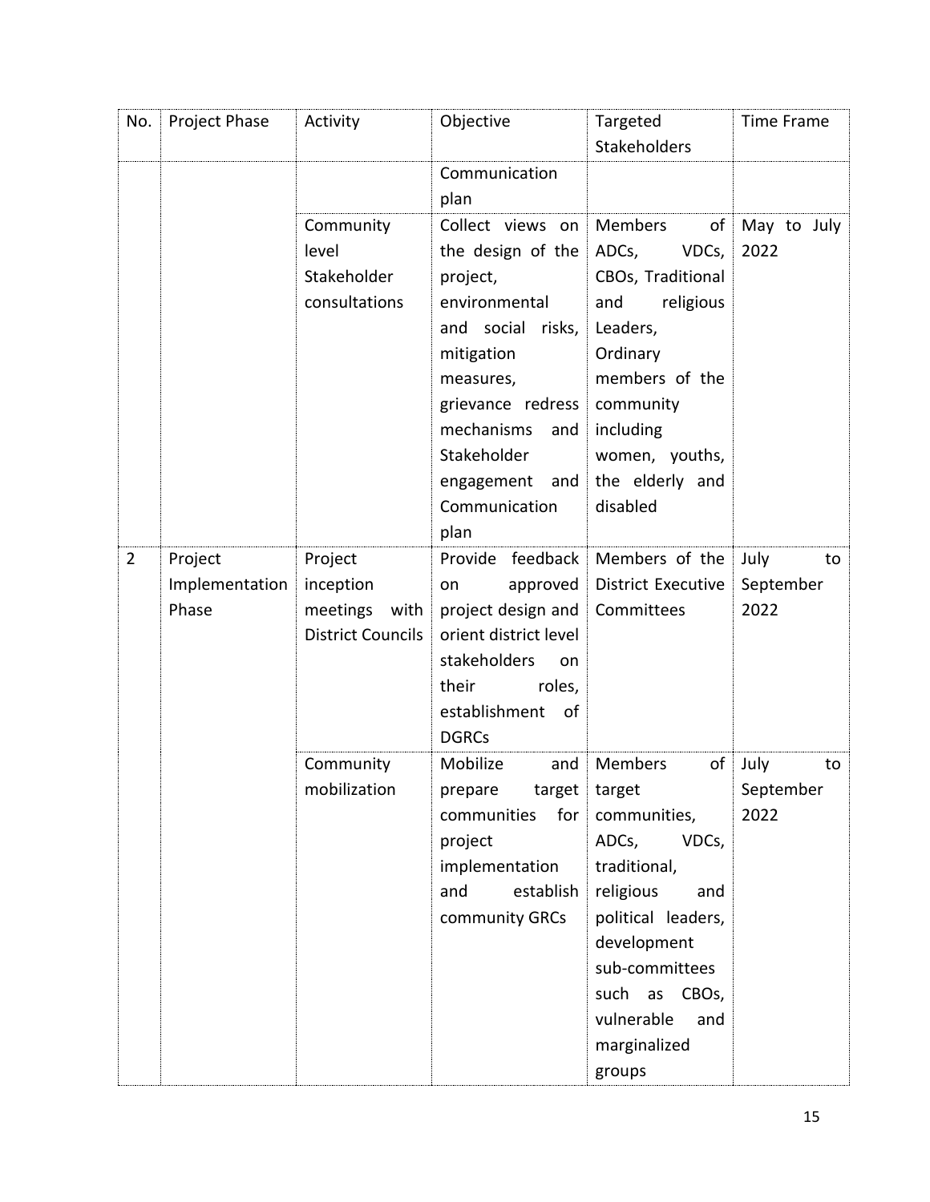| No. | Project Phase | Activity | Objective | Targeted Stakeholders | Time Frame |
|---|---|---|---|---|---|
| | | | Communication plan | | |
| | | Community level Stakeholder consultations | Collect views on the design of the project, environmental and social risks, mitigation measures, grievance redress mechanisms and Stakeholder engagement and Communication plan | Members of ADCs, VDCs, CBOs, Traditional and religious Leaders, Ordinary members of the community including women, youths, the elderly and disabled | May to July 2022 |
| 2 | Project Implementation Phase | Project inception meetings with District Councils | Provide feedback on approved project design and orient district level stakeholders on their roles, establishment of DGRCs | Members of the District Executive Committees | July to September 2022 |
| | | Community mobilization | Mobilize and prepare target communities for project implementation and establish community GRCs | Members of target communities, ADCs, VDCs, traditional, religious and political leaders, development sub-committees such as CBOs, vulnerable and marginalized groups | July to September 2022 |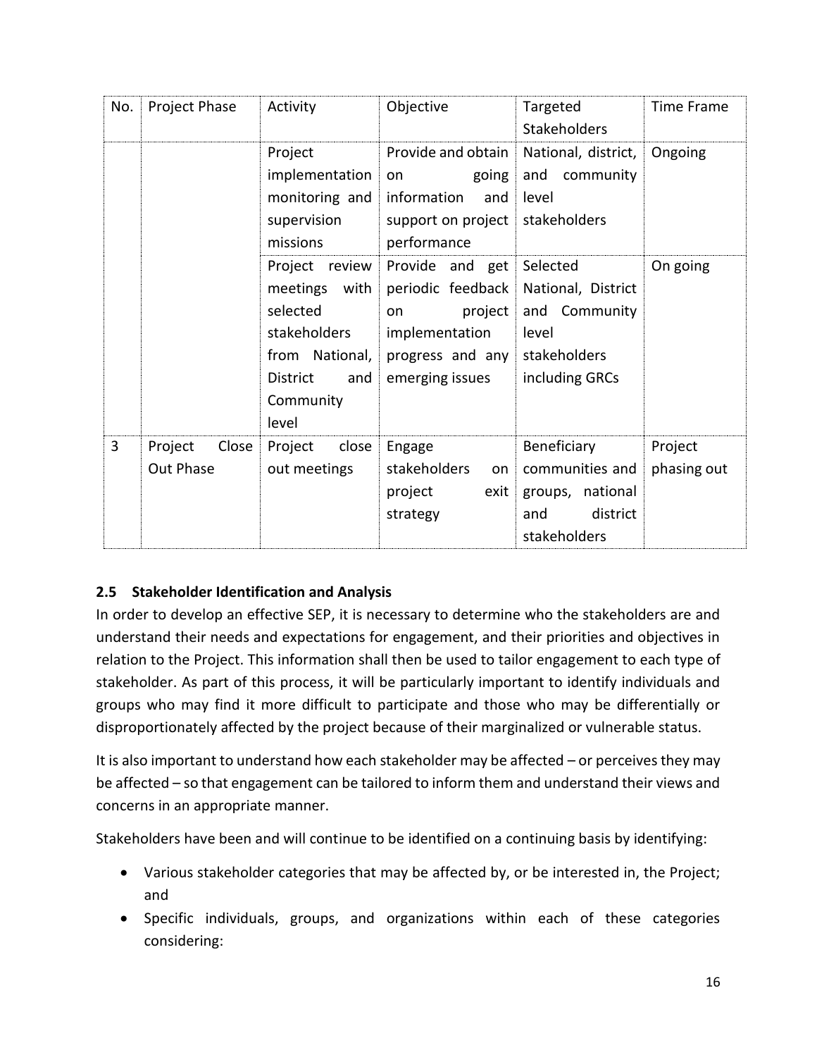| No. | Project Phase | Activity | Objective | Targeted Stakeholders | Time Frame |
|---|---|---|---|---|---|
| | | Project implementation monitoring and supervision missions | Provide and obtain on going information and support on project performance | National, district, and community level stakeholders | Ongoing |
| | | Project review meetings with selected stakeholders from National, District and Community level | Provide and get periodic feedback on project implementation progress and any emerging issues | Selected National, District and Community level stakeholders including GRCs | On going |
| 3 | Project Close Out Phase | Project close out meetings | Engage stakeholders on project exit strategy | Beneficiary communities and groups, national and district stakeholders | Project phasing out |

### 2.5 Stakeholder Identification and Analysis

In order to develop an effective SEP, it is necessary to determine who the stakeholders are and understand their needs and expectations for engagement, and their priorities and objectives in relation to the Project. This information shall then be used to tailor engagement to each type of stakeholder. As part of this process, it will be particularly important to identify individuals and groups who may find it more difficult to participate and those who may be differentially or disproportionately affected by the project because of their marginalized or vulnerable status.

It is also important to understand how each stakeholder may be affected – or perceives they may be affected – so that engagement can be tailored to inform them and understand their views and concerns in an appropriate manner.

Stakeholders have been and will continue to be identified on a continuing basis by identifying:

- Various stakeholder categories that may be affected by, or be interested in, the Project; and
- Specific individuals, groups, and organizations within each of these categories considering: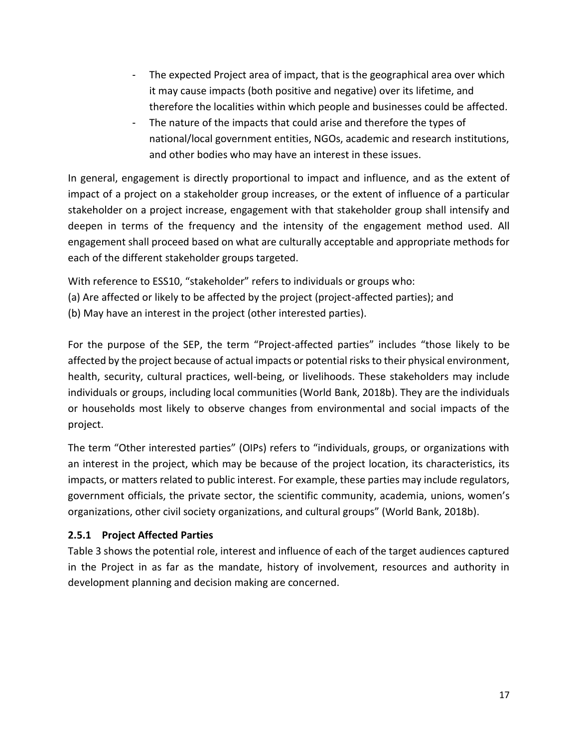- The expected Project area of impact, that is the geographical area over which it may cause impacts (both positive and negative) over its lifetime, and therefore the localities within which people and businesses could be affected.
- The nature of the impacts that could arise and therefore the types of national/local government entities, NGOs, academic and research institutions, and other bodies who may have an interest in these issues.

In general, engagement is directly proportional to impact and influence, and as the extent of impact of a project on a stakeholder group increases, or the extent of influence of a particular stakeholder on a project increase, engagement with that stakeholder group shall intensify and deepen in terms of the frequency and the intensity of the engagement method used. All engagement shall proceed based on what are culturally acceptable and appropriate methods for each of the different stakeholder groups targeted.

With reference to ESS10, "stakeholder" refers to individuals or groups who:
(a) Are affected or likely to be affected by the project (project-affected parties); and
(b) May have an interest in the project (other interested parties).

For the purpose of the SEP, the term "Project-affected parties" includes "those likely to be affected by the project because of actual impacts or potential risks to their physical environment, health, security, cultural practices, well-being, or livelihoods. These stakeholders may include individuals or groups, including local communities (World Bank, 2018b). They are the individuals or households most likely to observe changes from environmental and social impacts of the project.

The term "Other interested parties" (OIPs) refers to "individuals, groups, or organizations with an interest in the project, which may be because of the project location, its characteristics, its impacts, or matters related to public interest. For example, these parties may include regulators, government officials, the private sector, the scientific community, academia, unions, women's organizations, other civil society organizations, and cultural groups" (World Bank, 2018b).

### 2.5.1 Project Affected Parties

Table 3 shows the potential role, interest and influence of each of the target audiences captured in the Project in as far as the mandate, history of involvement, resources and authority in development planning and decision making are concerned.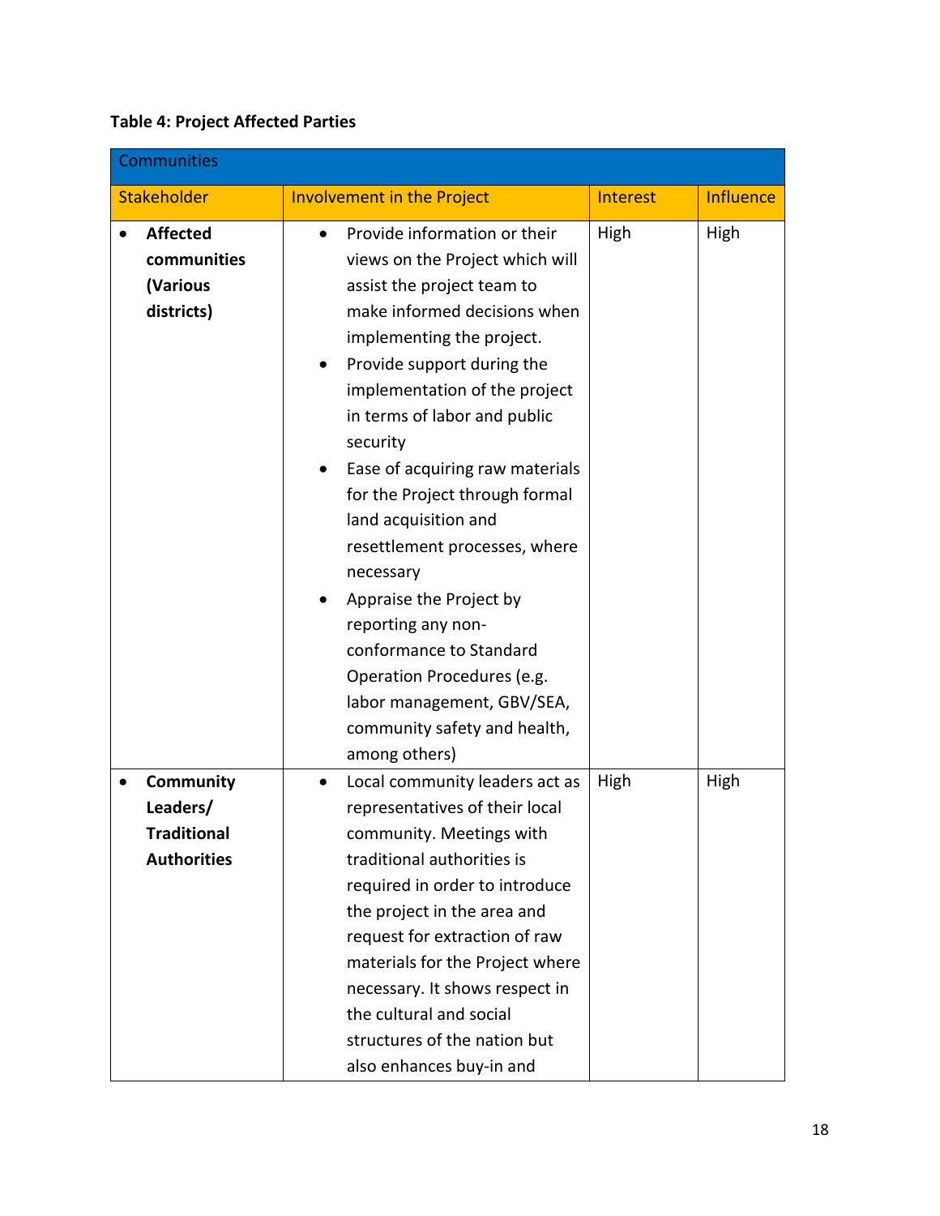**Table 4: Project Affected Parties**

| Communities | | | |
|---|---|---|---|
| Stakeholder | Involvement in the Project | Interest | Influence |
| • **Affected communities (Various districts)** | • Provide information or their views on the Project which will assist the project team to make informed decisions when implementing the project.<br>• Provide support during the implementation of the project in terms of labor and public security<br>• Ease of acquiring raw materials for the Project through formal land acquisition and resettlement processes, where necessary<br>• Appraise the Project by reporting any non-conformance to Standard Operation Procedures (e.g. labor management, GBV/SEA, community safety and health, among others) | High | High |
| • **Community Leaders/ Traditional Authorities** | • Local community leaders act as representatives of their local community. Meetings with traditional authorities is required in order to introduce the project in the area and request for extraction of raw materials for the Project where necessary. It shows respect in the cultural and social structures of the nation but also enhances buy-in and | High | High |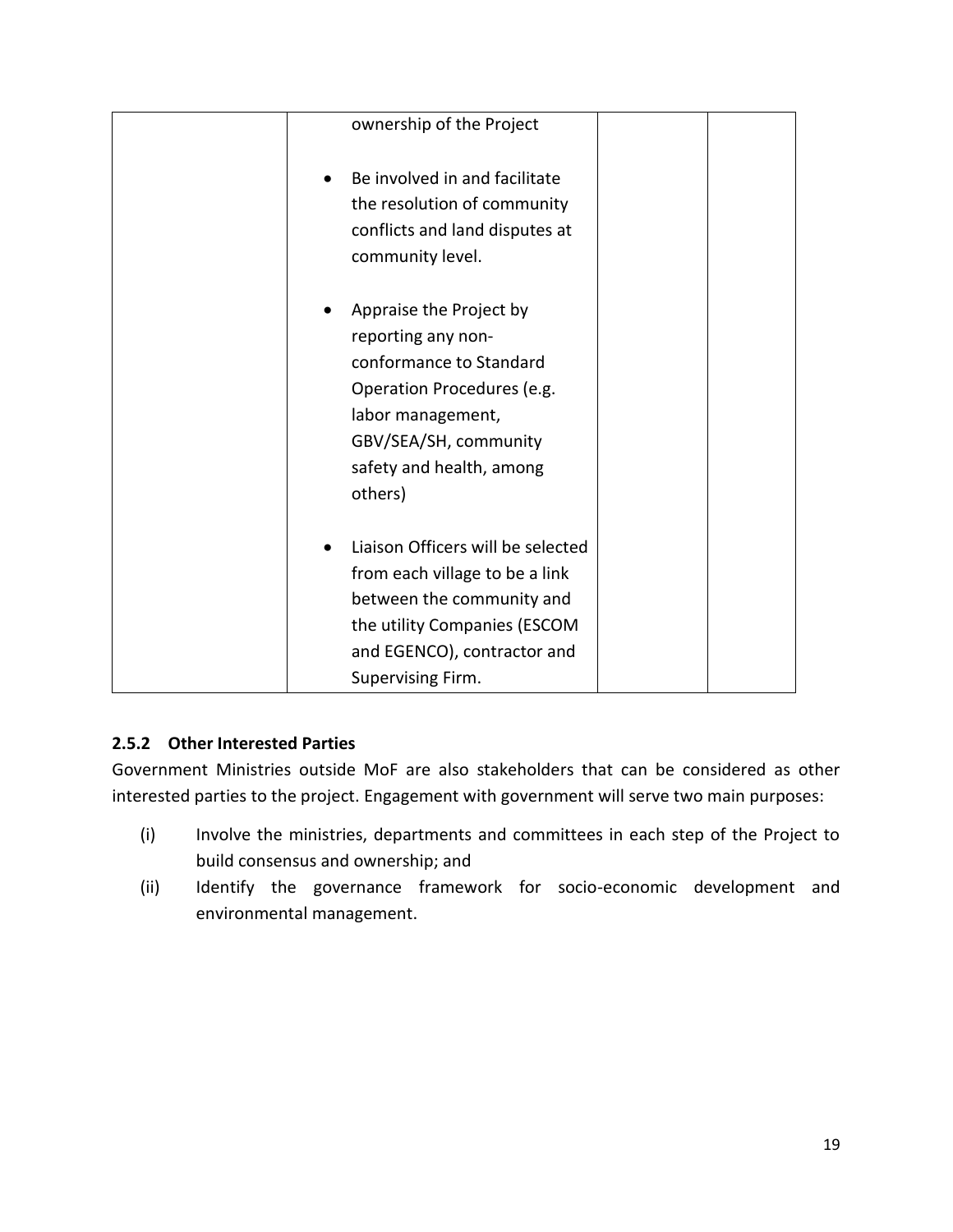| | | | |
|---|---|---|---|
| | ownership of the Project<br><br>• Be involved in and facilitate the resolution of community conflicts and land disputes at community level.<br><br>• Appraise the Project by reporting any non-conformance to Standard Operation Procedures (e.g. labor management, GBV/SEA/SH, community safety and health, among others)<br><br>• Liaison Officers will be selected from each village to be a link between the community and the utility Companies (ESCOM and EGENCO), contractor and Supervising Firm. | | |

### 2.5.2 Other Interested Parties

Government Ministries outside MoF are also stakeholders that can be considered as other interested parties to the project. Engagement with government will serve two main purposes:

(i) Involve the ministries, departments and committees in each step of the Project to build consensus and ownership; and

(ii) Identify the governance framework for socio-economic development and environmental management.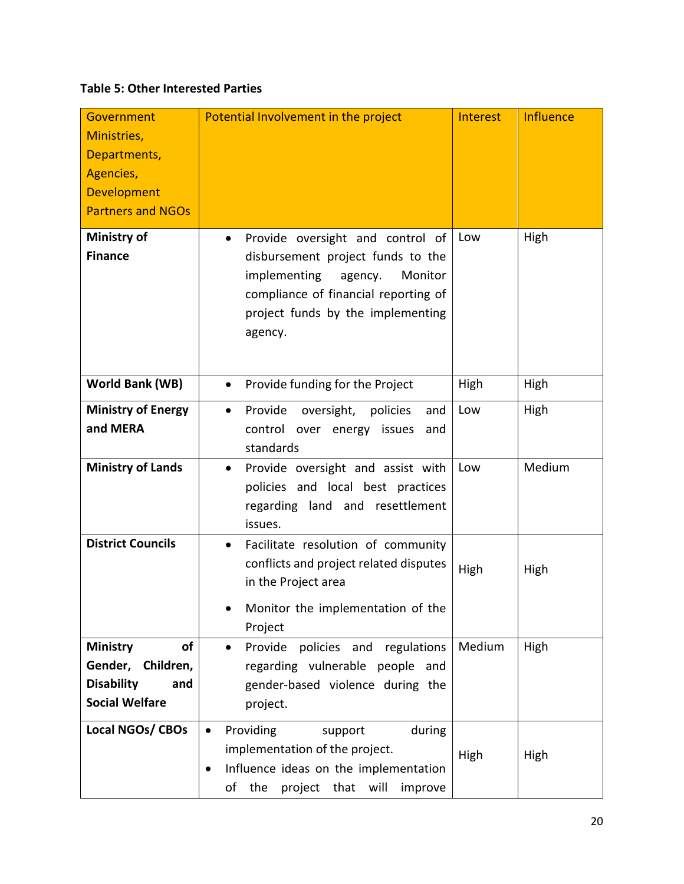**Table 5: Other Interested Parties**

| Government Ministries, Departments, Agencies, Development Partners and NGOs | Potential Involvement in the project | Interest | Influence |
|---|---|---|---|
| **Ministry of Finance** | • Provide oversight and control of disbursement project funds to the implementing agency. Monitor compliance of financial reporting of project funds by the implementing agency. | Low | High |
| **World Bank (WB)** | • Provide funding for the Project | High | High |
| **Ministry of Energy and MERA** | • Provide oversight, policies and control over energy issues and standards | Low | High |
| **Ministry of Lands** | • Provide oversight and assist with policies and local best practices regarding land and resettlement issues. | Low | Medium |
| **District Councils** | • Facilitate resolution of community conflicts and project related disputes in the Project area<br>• Monitor the implementation of the Project | High | High |
| **Ministry of Gender, Children, Disability and Social Welfare** | • Provide policies and regulations regarding vulnerable people and gender-based violence during the project. | Medium | High |
| **Local NGOs/ CBOs** | • Providing support during implementation of the project.<br>• Influence ideas on the implementation of the project that will improve | High | High |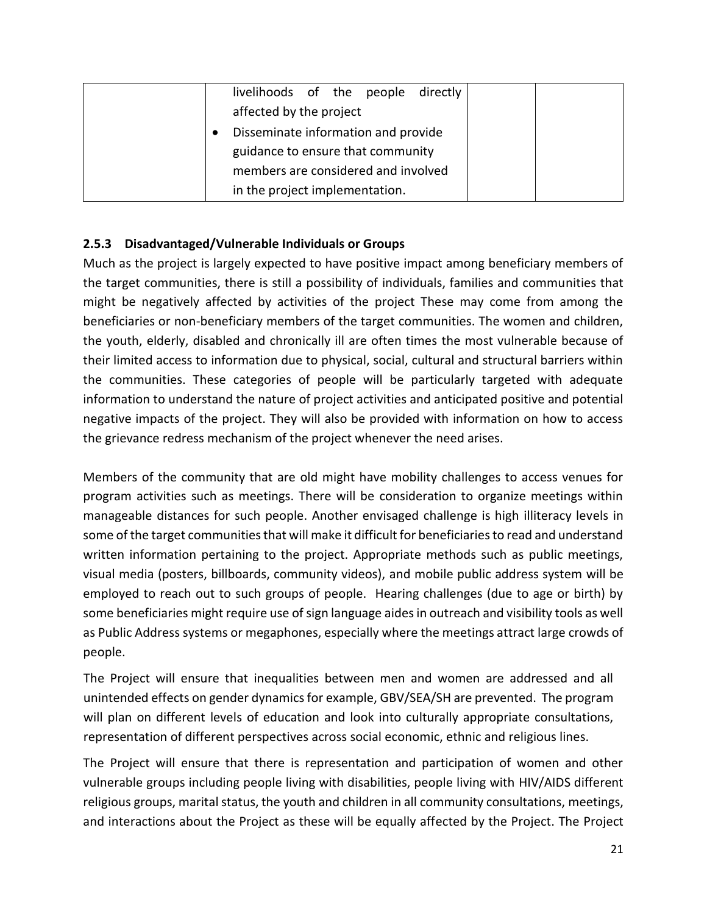| | livelihoods of the people directly affected by the project<br>• Disseminate information and provide guidance to ensure that community members are considered and involved in the project implementation. | | |
|---|---|---|---|

### 2.5.3 Disadvantaged/Vulnerable Individuals or Groups

Much as the project is largely expected to have positive impact among beneficiary members of the target communities, there is still a possibility of individuals, families and communities that might be negatively affected by activities of the project These may come from among the beneficiaries or non-beneficiary members of the target communities. The women and children, the youth, elderly, disabled and chronically ill are often times the most vulnerable because of their limited access to information due to physical, social, cultural and structural barriers within the communities. These categories of people will be particularly targeted with adequate information to understand the nature of project activities and anticipated positive and potential negative impacts of the project. They will also be provided with information on how to access the grievance redress mechanism of the project whenever the need arises.

Members of the community that are old might have mobility challenges to access venues for program activities such as meetings. There will be consideration to organize meetings within manageable distances for such people. Another envisaged challenge is high illiteracy levels in some of the target communities that will make it difficult for beneficiaries to read and understand written information pertaining to the project. Appropriate methods such as public meetings, visual media (posters, billboards, community videos), and mobile public address system will be employed to reach out to such groups of people. Hearing challenges (due to age or birth) by some beneficiaries might require use of sign language aides in outreach and visibility tools as well as Public Address systems or megaphones, especially where the meetings attract large crowds of people.

The Project will ensure that inequalities between men and women are addressed and all unintended effects on gender dynamics for example, GBV/SEA/SH are prevented. The program will plan on different levels of education and look into culturally appropriate consultations, representation of different perspectives across social economic, ethnic and religious lines.

The Project will ensure that there is representation and participation of women and other vulnerable groups including people living with disabilities, people living with HIV/AIDS different religious groups, marital status, the youth and children in all community consultations, meetings, and interactions about the Project as these will be equally affected by the Project. The Project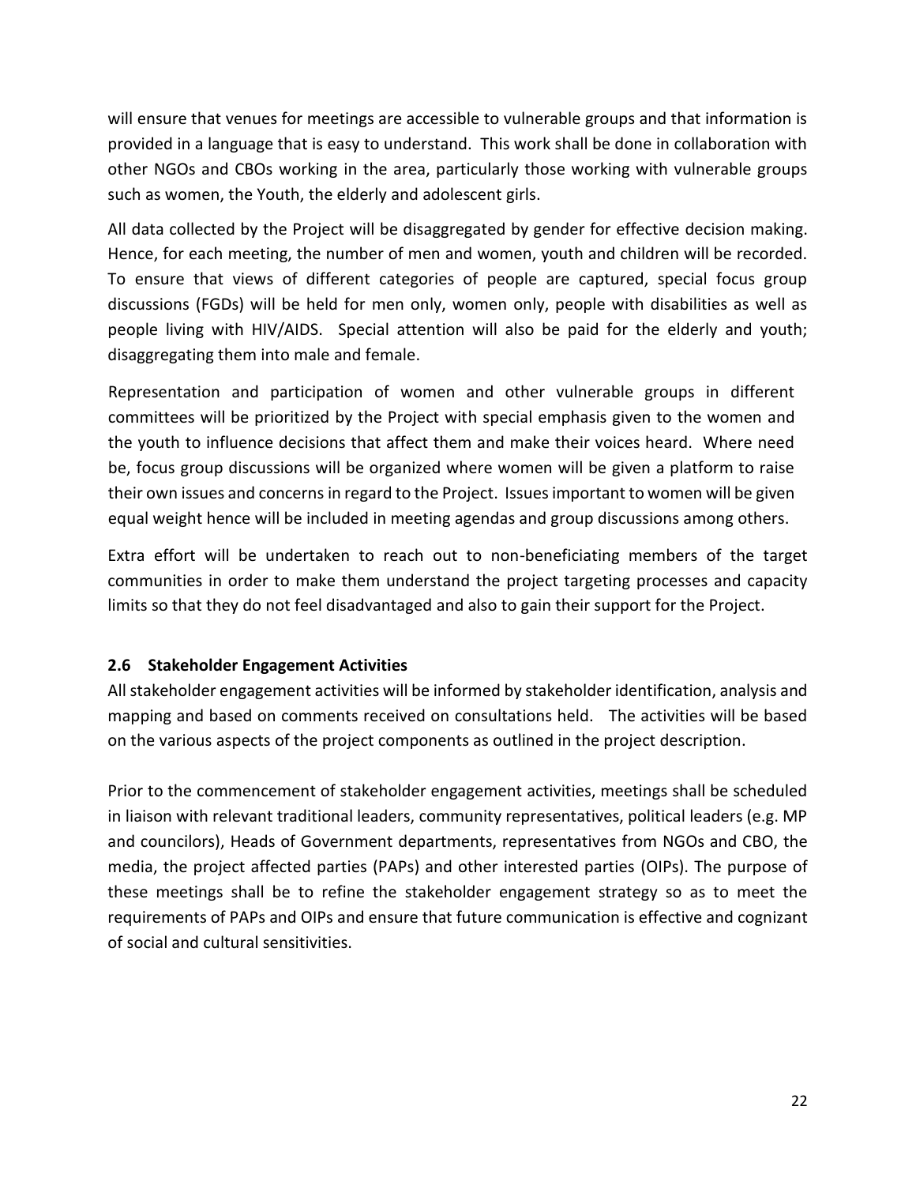will ensure that venues for meetings are accessible to vulnerable groups and that information is provided in a language that is easy to understand. This work shall be done in collaboration with other NGOs and CBOs working in the area, particularly those working with vulnerable groups such as women, the Youth, the elderly and adolescent girls.

All data collected by the Project will be disaggregated by gender for effective decision making. Hence, for each meeting, the number of men and women, youth and children will be recorded. To ensure that views of different categories of people are captured, special focus group discussions (FGDs) will be held for men only, women only, people with disabilities as well as people living with HIV/AIDS. Special attention will also be paid for the elderly and youth; disaggregating them into male and female.

Representation and participation of women and other vulnerable groups in different committees will be prioritized by the Project with special emphasis given to the women and the youth to influence decisions that affect them and make their voices heard. Where need be, focus group discussions will be organized where women will be given a platform to raise their own issues and concerns in regard to the Project. Issues important to women will be given equal weight hence will be included in meeting agendas and group discussions among others.

Extra effort will be undertaken to reach out to non-beneficiating members of the target communities in order to make them understand the project targeting processes and capacity limits so that they do not feel disadvantaged and also to gain their support for the Project.

## 2.6 Stakeholder Engagement Activities

All stakeholder engagement activities will be informed by stakeholder identification, analysis and mapping and based on comments received on consultations held. The activities will be based on the various aspects of the project components as outlined in the project description.

Prior to the commencement of stakeholder engagement activities, meetings shall be scheduled in liaison with relevant traditional leaders, community representatives, political leaders (e.g. MP and councilors), Heads of Government departments, representatives from NGOs and CBO, the media, the project affected parties (PAPs) and other interested parties (OIPs). The purpose of these meetings shall be to refine the stakeholder engagement strategy so as to meet the requirements of PAPs and OIPs and ensure that future communication is effective and cognizant of social and cultural sensitivities.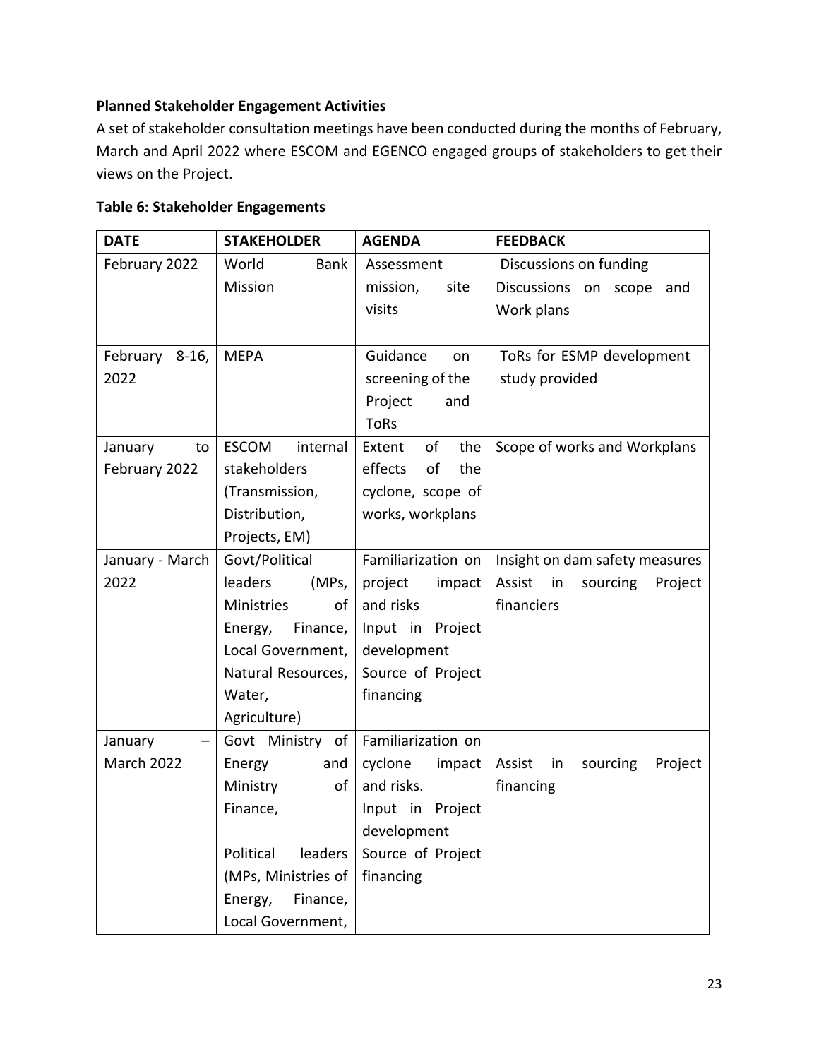**Planned Stakeholder Engagement Activities**

A set of stakeholder consultation meetings have been conducted during the months of February, March and April 2022 where ESCOM and EGENCO engaged groups of stakeholders to get their views on the Project.

**Table 6: Stakeholder Engagements**

| DATE | STAKEHOLDER | AGENDA | FEEDBACK |
|---|---|---|---|
| February 2022 | World Bank Mission | Assessment mission, site visits | Discussions on funding<br>Discussions on scope and Work plans |
| February 8-16, 2022 | MEPA | Guidance on screening of the Project and ToRs | ToRs for ESMP development study provided |
| January to February 2022 | ESCOM internal stakeholders (Transmission, Distribution, Projects, EM) | Extent of the effects of the cyclone, scope of works, workplans | Scope of works and Workplans |
| January - March 2022 | Govt/Political leaders (MPs, Ministries of Energy, Finance, Local Government, Natural Resources, Water, Agriculture) | Familiarization on project impact and risks<br>Input in Project development<br>Source of Project financing | Insight on dam safety measures<br>Assist in sourcing Project financiers |
| January – March 2022 | Govt Ministry of Energy and Ministry of Finance,<br><br>Political leaders (MPs, Ministries of Energy, Finance, Local Government, | Familiarization on cyclone impact and risks.<br>Input in Project development<br>Source of Project financing | Assist in sourcing Project financing |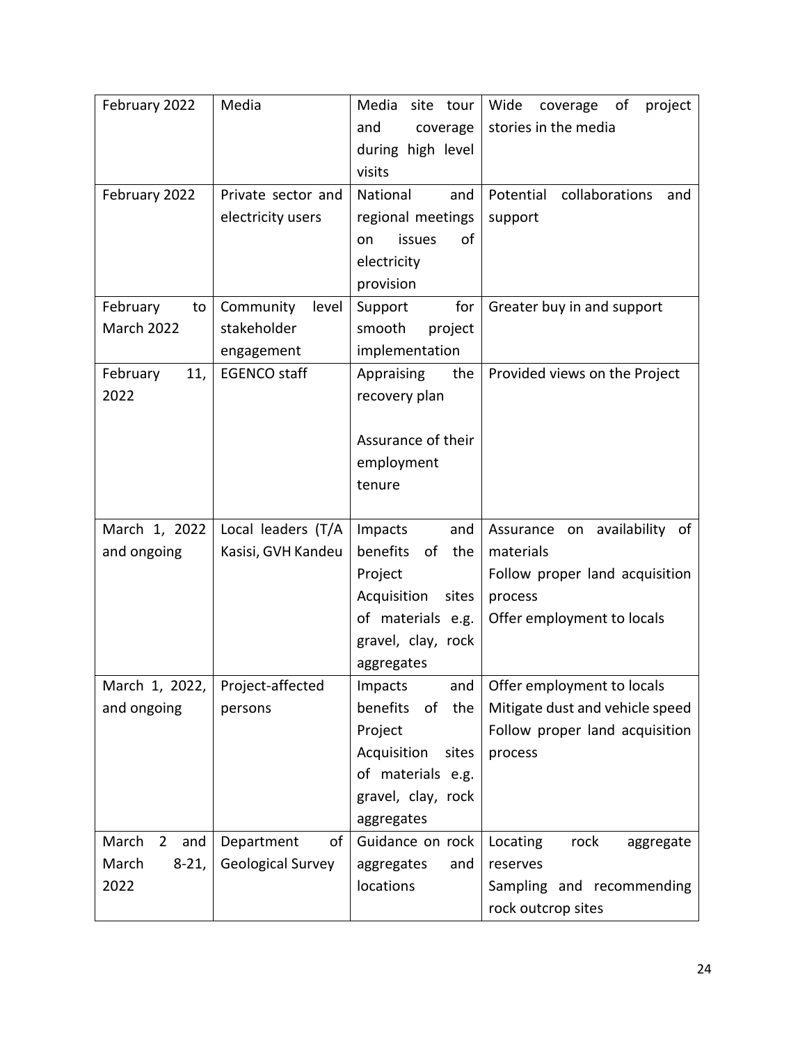| | | | |
|---|---|---|---|
| February 2022 | Media | Media site tour and coverage during high level visits | Wide coverage of project stories in the media |
| February 2022 | Private sector and electricity users | National and regional meetings on issues of electricity provision | Potential collaborations and support |
| February to March 2022 | Community level stakeholder engagement | Support for smooth project implementation | Greater buy in and support |
| February 11, 2022 | EGENCO staff | Appraising the recovery plan<br><br>Assurance of their employment tenure | Provided views on the Project |
| March 1, 2022 and ongoing | Local leaders (T/A Kasisi, GVH Kandeu | Impacts and benefits of the Project<br>Acquisition sites of materials e.g. gravel, clay, rock aggregates | Assurance on availability of materials<br>Follow proper land acquisition process<br>Offer employment to locals |
| March 1, 2022, and ongoing | Project-affected persons | Impacts and benefits of the Project<br>Acquisition sites of materials e.g. gravel, clay, rock aggregates | Offer employment to locals<br>Mitigate dust and vehicle speed<br>Follow proper land acquisition process |
| March 2 and March 8-21, 2022 | Department of Geological Survey | Guidance on rock aggregates and locations | Locating rock aggregate reserves<br>Sampling and recommending rock outcrop sites |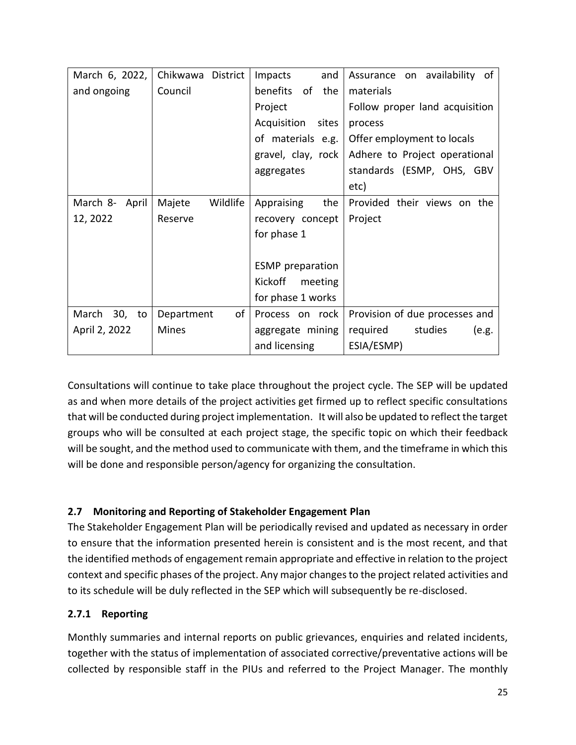| | | | |
|---|---|---|---|
| March 6, 2022, and ongoing | Chikwawa District Council | Impacts and benefits of the Project<br>Acquisition sites of materials e.g. gravel, clay, rock aggregates | Assurance on availability of materials<br>Follow proper land acquisition process<br>Offer employment to locals<br>Adhere to Project operational standards (ESMP, OHS, GBV etc) |
| March 8- April 12, 2022 | Majete Wildlife Reserve | Appraising the recovery concept for phase 1<br><br>ESMP preparation Kickoff meeting for phase 1 works | Provided their views on the Project |
| March 30, to April 2, 2022 | Department of Mines | Process on rock aggregate mining and licensing | Provision of due processes and required studies (e.g. ESIA/ESMP) |

Consultations will continue to take place throughout the project cycle. The SEP will be updated as and when more details of the project activities get firmed up to reflect specific consultations that will be conducted during project implementation. It will also be updated to reflect the target groups who will be consulted at each project stage, the specific topic on which their feedback will be sought, and the method used to communicate with them, and the timeframe in which this will be done and responsible person/agency for organizing the consultation.

### 2.7 Monitoring and Reporting of Stakeholder Engagement Plan

The Stakeholder Engagement Plan will be periodically revised and updated as necessary in order to ensure that the information presented herein is consistent and is the most recent, and that the identified methods of engagement remain appropriate and effective in relation to the project context and specific phases of the project. Any major changes to the project related activities and to its schedule will be duly reflected in the SEP which will subsequently be re-disclosed.

#### 2.7.1 Reporting

Monthly summaries and internal reports on public grievances, enquiries and related incidents, together with the status of implementation of associated corrective/preventative actions will be collected by responsible staff in the PIUs and referred to the Project Manager. The monthly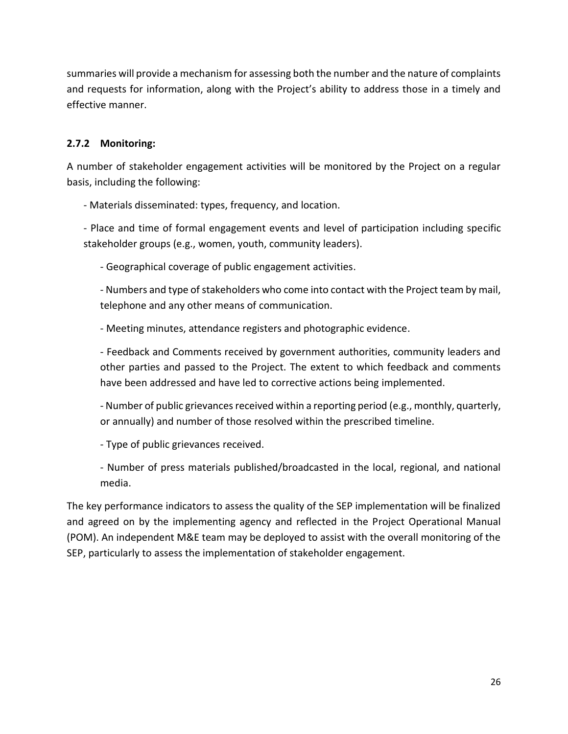summaries will provide a mechanism for assessing both the number and the nature of complaints and requests for information, along with the Project's ability to address those in a timely and effective manner.

### 2.7.2 Monitoring:

A number of stakeholder engagement activities will be monitored by the Project on a regular basis, including the following:

- Materials disseminated: types, frequency, and location.
- Place and time of formal engagement events and level of participation including specific stakeholder groups (e.g., women, youth, community leaders).
- Geographical coverage of public engagement activities.
- Numbers and type of stakeholders who come into contact with the Project team by mail, telephone and any other means of communication.
- Meeting minutes, attendance registers and photographic evidence.
- Feedback and Comments received by government authorities, community leaders and other parties and passed to the Project. The extent to which feedback and comments have been addressed and have led to corrective actions being implemented.
- Number of public grievances received within a reporting period (e.g., monthly, quarterly, or annually) and number of those resolved within the prescribed timeline.
- Type of public grievances received.
- Number of press materials published/broadcasted in the local, regional, and national media.

The key performance indicators to assess the quality of the SEP implementation will be finalized and agreed on by the implementing agency and reflected in the Project Operational Manual (POM). An independent M&E team may be deployed to assist with the overall monitoring of the SEP, particularly to assess the implementation of stakeholder engagement.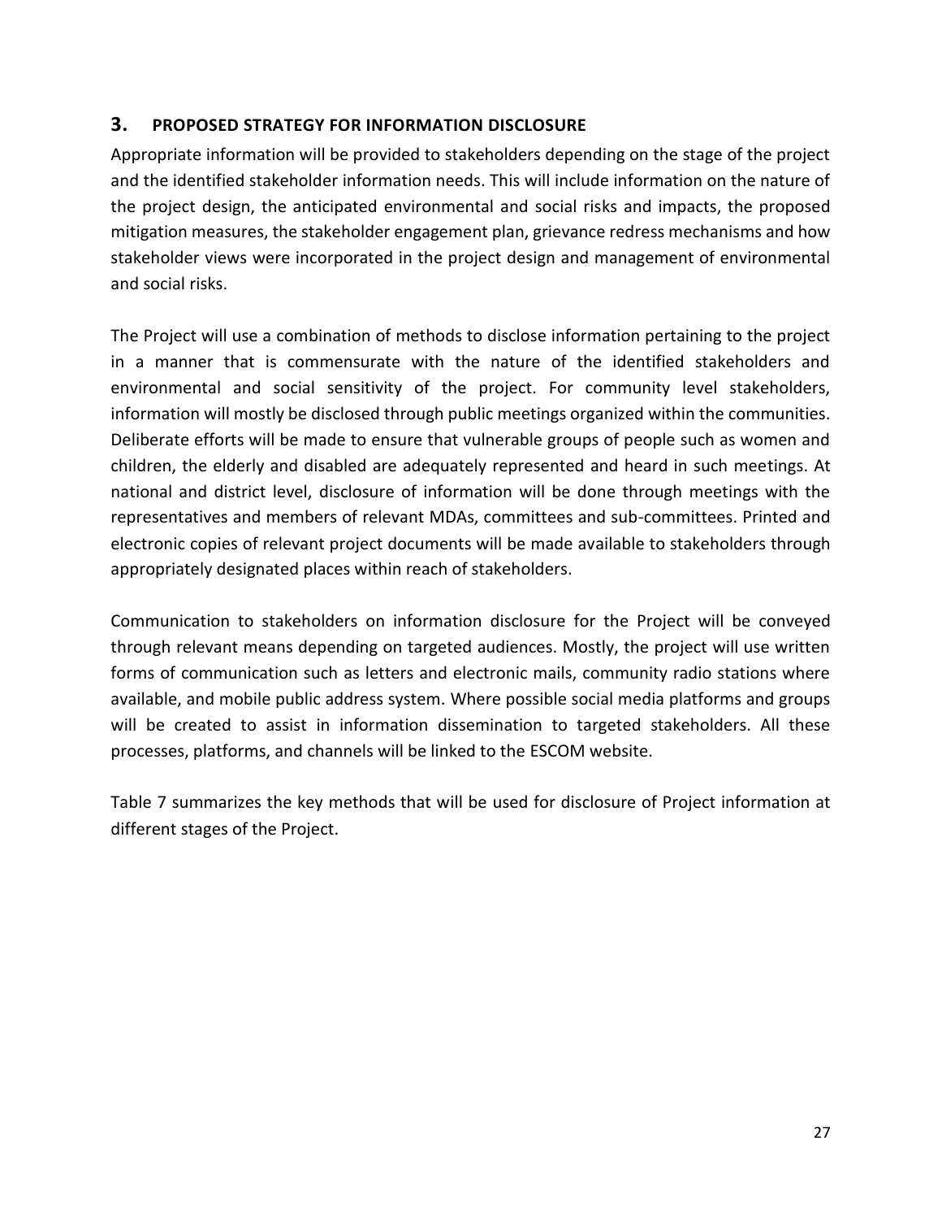## 3. PROPOSED STRATEGY FOR INFORMATION DISCLOSURE

Appropriate information will be provided to stakeholders depending on the stage of the project and the identified stakeholder information needs. This will include information on the nature of the project design, the anticipated environmental and social risks and impacts, the proposed mitigation measures, the stakeholder engagement plan, grievance redress mechanisms and how stakeholder views were incorporated in the project design and management of environmental and social risks.

The Project will use a combination of methods to disclose information pertaining to the project in a manner that is commensurate with the nature of the identified stakeholders and environmental and social sensitivity of the project. For community level stakeholders, information will mostly be disclosed through public meetings organized within the communities. Deliberate efforts will be made to ensure that vulnerable groups of people such as women and children, the elderly and disabled are adequately represented and heard in such meetings. At national and district level, disclosure of information will be done through meetings with the representatives and members of relevant MDAs, committees and sub-committees. Printed and electronic copies of relevant project documents will be made available to stakeholders through appropriately designated places within reach of stakeholders.

Communication to stakeholders on information disclosure for the Project will be conveyed through relevant means depending on targeted audiences. Mostly, the project will use written forms of communication such as letters and electronic mails, community radio stations where available, and mobile public address system. Where possible social media platforms and groups will be created to assist in information dissemination to targeted stakeholders. All these processes, platforms, and channels will be linked to the ESCOM website.

Table 7 summarizes the key methods that will be used for disclosure of Project information at different stages of the Project.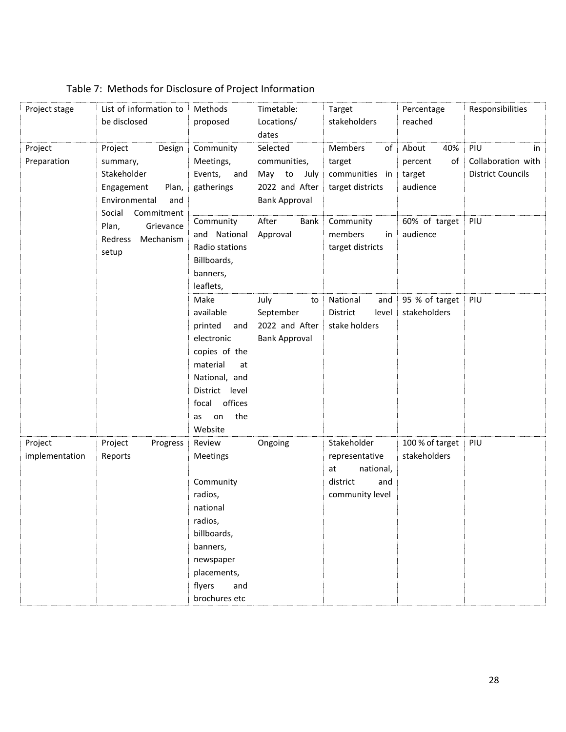Table 7: Methods for Disclosure of Project Information

| Project stage | List of information to be disclosed | Methods proposed | Timetable: Locations/ dates | Target stakeholders | Percentage reached | Responsibilities |
|---|---|---|---|---|---|---|
| Project Preparation | Project Design summary, Stakeholder Engagement Plan, Environmental and Social Commitment Plan, Grievance Redress Mechanism setup | Community Meetings, Events, and gatherings | Selected communities, May to July 2022 and After Bank Approval | Members of target communities in target districts | About 40% percent of target audience | PIU in Collaboration with District Councils |
| | | Community and National Radio stations Billboards, banners, leaflets, | After Bank Approval | Community members in target districts | 60% of target audience | PIU |
| | | Make available printed and electronic copies of the material at National, and District level focal offices as on the Website | July to September 2022 and After Bank Approval | National and District level stake holders | 95 % of target stakeholders | PIU |
| Project implementation | Project Progress Reports | Review Meetings<br><br>Community radios, national radios, billboards, banners, newspaper placements, flyers and brochures etc | Ongoing | Stakeholder representative at national, district and community level | 100 % of target stakeholders | PIU |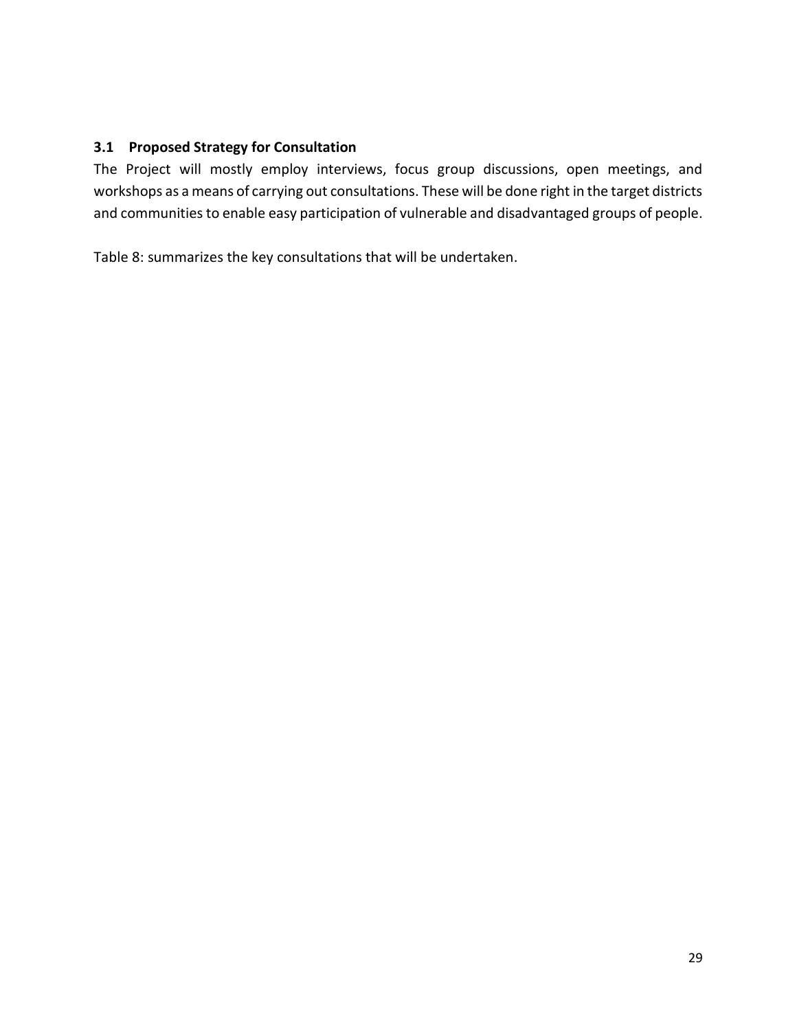## 3.1 Proposed Strategy for Consultation

The Project will mostly employ interviews, focus group discussions, open meetings, and workshops as a means of carrying out consultations. These will be done right in the target districts and communities to enable easy participation of vulnerable and disadvantaged groups of people.

Table 8: summarizes the key consultations that will be undertaken.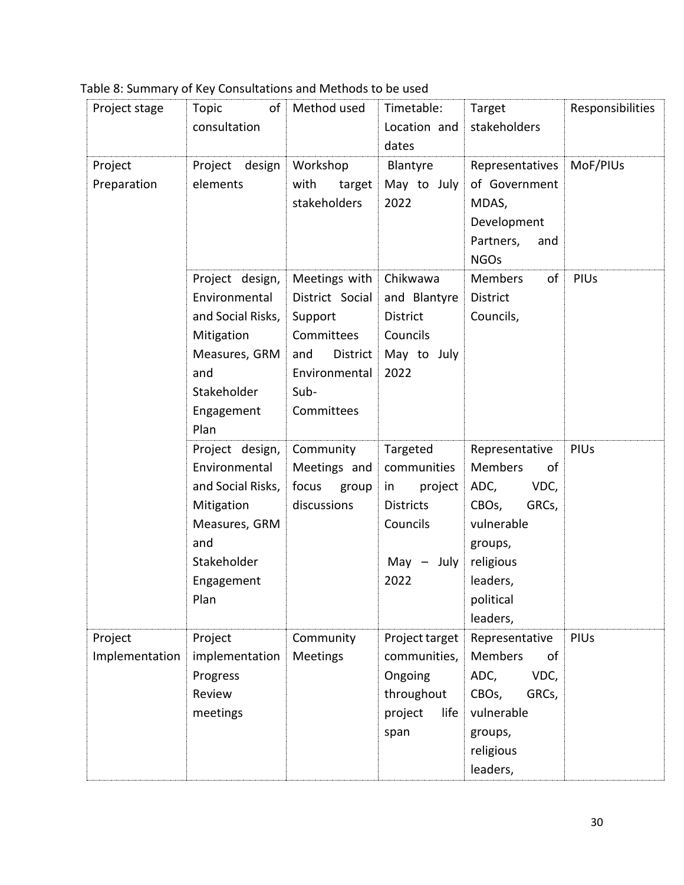Table 8: Summary of Key Consultations and Methods to be used

| Project stage | Topic of consultation | Method used | Timetable: Location and dates | Target stakeholders | Responsibilities |
|---|---|---|---|---|---|
| Project Preparation | Project design elements | Workshop with target stakeholders | Blantyre May to July 2022 | Representatives of Government MDAS, Development Partners, and NGOs | MoF/PIUs |
| | Project design, Environmental and Social Risks, Mitigation Measures, GRM and Stakeholder Engagement Plan | Meetings with District Social Support Committees and District Environmental Sub-Committees | Chikwawa and Blantyre District Councils May to July 2022 | Members of District Councils, | PIUs |
| | Project design, Environmental and Social Risks, Mitigation Measures, GRM and Stakeholder Engagement Plan | Community Meetings and focus group discussions | Targeted communities in project Districts Councils May – July 2022 | Representative Members of ADC, VDC, CBOs, GRCs, vulnerable groups, religious leaders, political leaders, | PIUs |
| Project Implementation | Project implementation Progress Review meetings | Community Meetings | Project target communities, Ongoing throughout project life span | Representative Members of ADC, VDC, CBOs, GRCs, vulnerable groups, religious leaders, | PIUs |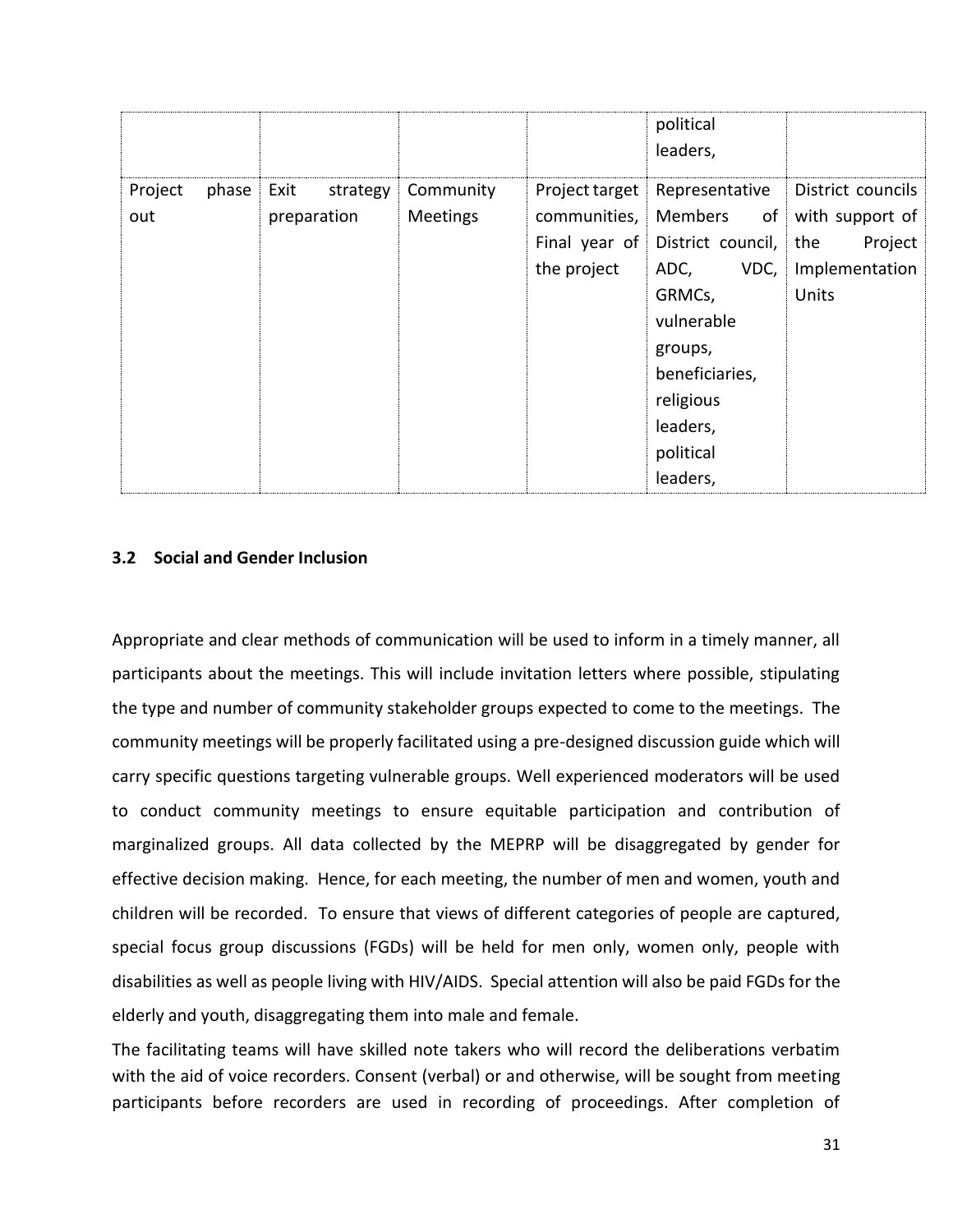| | | | | | |
|---|---|---|---|---|---|
| | | | | political leaders, | |
| Project phase out | Exit strategy preparation | Community Meetings | Project target communities, Final year of the project | Representative Members of District council, ADC, VDC, GRMCs, vulnerable groups, beneficiaries, religious leaders, political leaders, | District councils with support of the Project Implementation Units |

### 3.2 Social and Gender Inclusion

Appropriate and clear methods of communication will be used to inform in a timely manner, all participants about the meetings. This will include invitation letters where possible, stipulating the type and number of community stakeholder groups expected to come to the meetings. The community meetings will be properly facilitated using a pre-designed discussion guide which will carry specific questions targeting vulnerable groups. Well experienced moderators will be used to conduct community meetings to ensure equitable participation and contribution of marginalized groups. All data collected by the MEPRP will be disaggregated by gender for effective decision making. Hence, for each meeting, the number of men and women, youth and children will be recorded. To ensure that views of different categories of people are captured, special focus group discussions (FGDs) will be held for men only, women only, people with disabilities as well as people living with HIV/AIDS. Special attention will also be paid FGDs for the elderly and youth, disaggregating them into male and female.

The facilitating teams will have skilled note takers who will record the deliberations verbatim with the aid of voice recorders. Consent (verbal) or and otherwise, will be sought from meeting participants before recorders are used in recording of proceedings. After completion of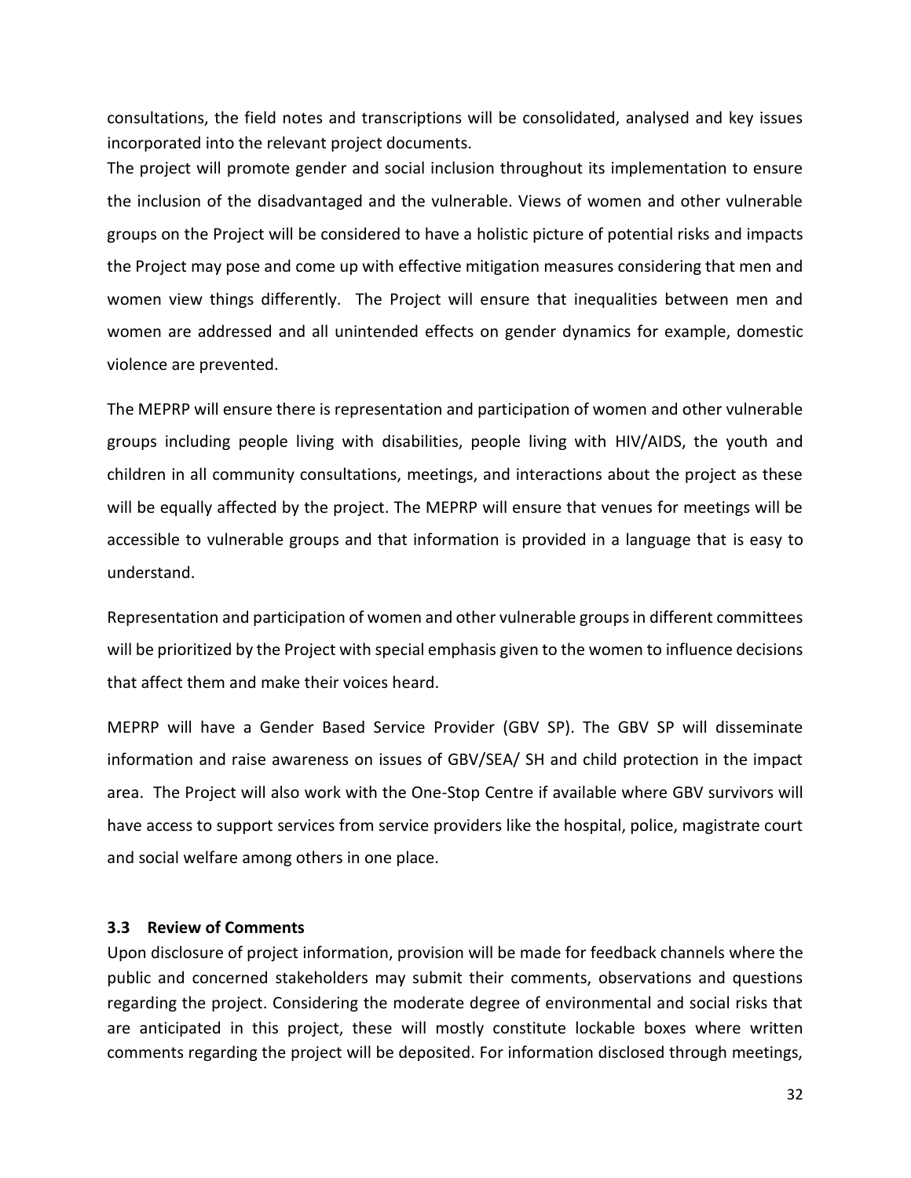consultations, the field notes and transcriptions will be consolidated, analysed and key issues incorporated into the relevant project documents.

The project will promote gender and social inclusion throughout its implementation to ensure the inclusion of the disadvantaged and the vulnerable. Views of women and other vulnerable groups on the Project will be considered to have a holistic picture of potential risks and impacts the Project may pose and come up with effective mitigation measures considering that men and women view things differently. The Project will ensure that inequalities between men and women are addressed and all unintended effects on gender dynamics for example, domestic violence are prevented.

The MEPRP will ensure there is representation and participation of women and other vulnerable groups including people living with disabilities, people living with HIV/AIDS, the youth and children in all community consultations, meetings, and interactions about the project as these will be equally affected by the project. The MEPRP will ensure that venues for meetings will be accessible to vulnerable groups and that information is provided in a language that is easy to understand.

Representation and participation of women and other vulnerable groups in different committees will be prioritized by the Project with special emphasis given to the women to influence decisions that affect them and make their voices heard.

MEPRP will have a Gender Based Service Provider (GBV SP). The GBV SP will disseminate information and raise awareness on issues of GBV/SEA/ SH and child protection in the impact area. The Project will also work with the One-Stop Centre if available where GBV survivors will have access to support services from service providers like the hospital, police, magistrate court and social welfare among others in one place.

### 3.3 Review of Comments

Upon disclosure of project information, provision will be made for feedback channels where the public and concerned stakeholders may submit their comments, observations and questions regarding the project. Considering the moderate degree of environmental and social risks that are anticipated in this project, these will mostly constitute lockable boxes where written comments regarding the project will be deposited. For information disclosed through meetings,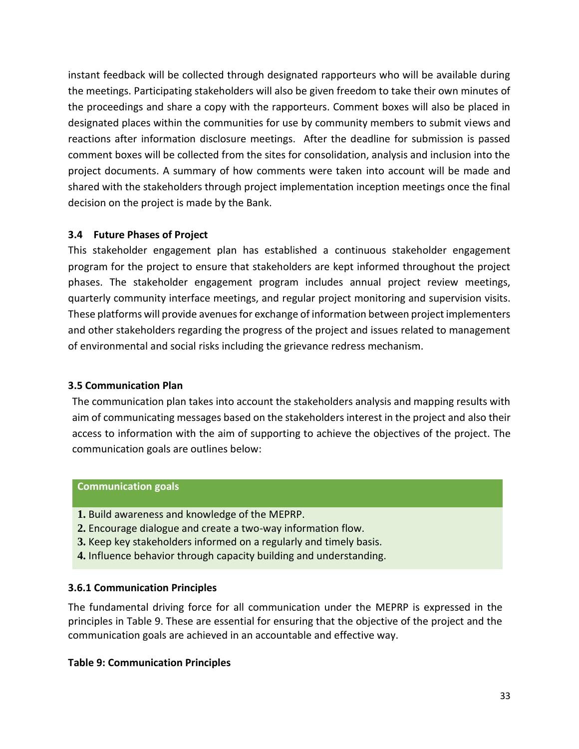instant feedback will be collected through designated rapporteurs who will be available during the meetings. Participating stakeholders will also be given freedom to take their own minutes of the proceedings and share a copy with the rapporteurs. Comment boxes will also be placed in designated places within the communities for use by community members to submit views and reactions after information disclosure meetings. After the deadline for submission is passed comment boxes will be collected from the sites for consolidation, analysis and inclusion into the project documents. A summary of how comments were taken into account will be made and shared with the stakeholders through project implementation inception meetings once the final decision on the project is made by the Bank.

### 3.4 Future Phases of Project

This stakeholder engagement plan has established a continuous stakeholder engagement program for the project to ensure that stakeholders are kept informed throughout the project phases. The stakeholder engagement program includes annual project review meetings, quarterly community interface meetings, and regular project monitoring and supervision visits. These platforms will provide avenues for exchange of information between project implementers and other stakeholders regarding the progress of the project and issues related to management of environmental and social risks including the grievance redress mechanism.

### 3.5 Communication Plan

The communication plan takes into account the stakeholders analysis and mapping results with aim of communicating messages based on the stakeholders interest in the project and also their access to information with the aim of supporting to achieve the objectives of the project. The communication goals are outlines below:

| Communication goals |
| --- |
| **1.** Build awareness and knowledge of the MEPRP.<br>**2.** Encourage dialogue and create a two-way information flow.<br>**3.** Keep key stakeholders informed on a regularly and timely basis.<br>**4.** Influence behavior through capacity building and understanding. |

#### 3.6.1 Communication Principles

The fundamental driving force for all communication under the MEPRP is expressed in the principles in Table 9. These are essential for ensuring that the objective of the project and the communication goals are achieved in an accountable and effective way.

**Table 9: Communication Principles**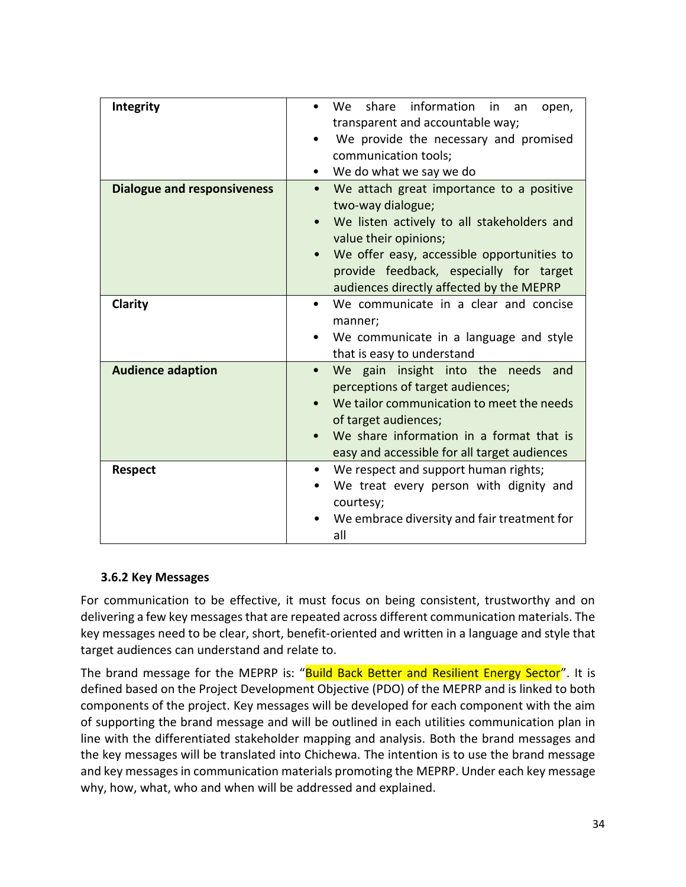| | |
|---|---|
| **Integrity** | • We share information in an open, transparent and accountable way;<br>• We provide the necessary and promised communication tools;<br>• We do what we say we do |
| **Dialogue and responsiveness** | • We attach great importance to a positive two-way dialogue;<br>• We listen actively to all stakeholders and value their opinions;<br>• We offer easy, accessible opportunities to provide feedback, especially for target audiences directly affected by the MEPRP |
| **Clarity** | • We communicate in a clear and concise manner;<br>• We communicate in a language and style that is easy to understand |
| **Audience adaption** | • We gain insight into the needs and perceptions of target audiences;<br>• We tailor communication to meet the needs of target audiences;<br>• We share information in a format that is easy and accessible for all target audiences |
| **Respect** | • We respect and support human rights;<br>• We treat every person with dignity and courtesy;<br>• We embrace diversity and fair treatment for all |

### 3.6.2 Key Messages

For communication to be effective, it must focus on being consistent, trustworthy and on delivering a few key messages that are repeated across different communication materials. The key messages need to be clear, short, benefit-oriented and written in a language and style that target audiences can understand and relate to.

The brand message for the MEPRP is: "Build Back Better and Resilient Energy Sector". It is defined based on the Project Development Objective (PDO) of the MEPRP and is linked to both components of the project. Key messages will be developed for each component with the aim of supporting the brand message and will be outlined in each utilities communication plan in line with the differentiated stakeholder mapping and analysis. Both the brand messages and the key messages will be translated into Chichewa. The intention is to use the brand message and key messages in communication materials promoting the MEPRP. Under each key message why, how, what, who and when will be addressed and explained.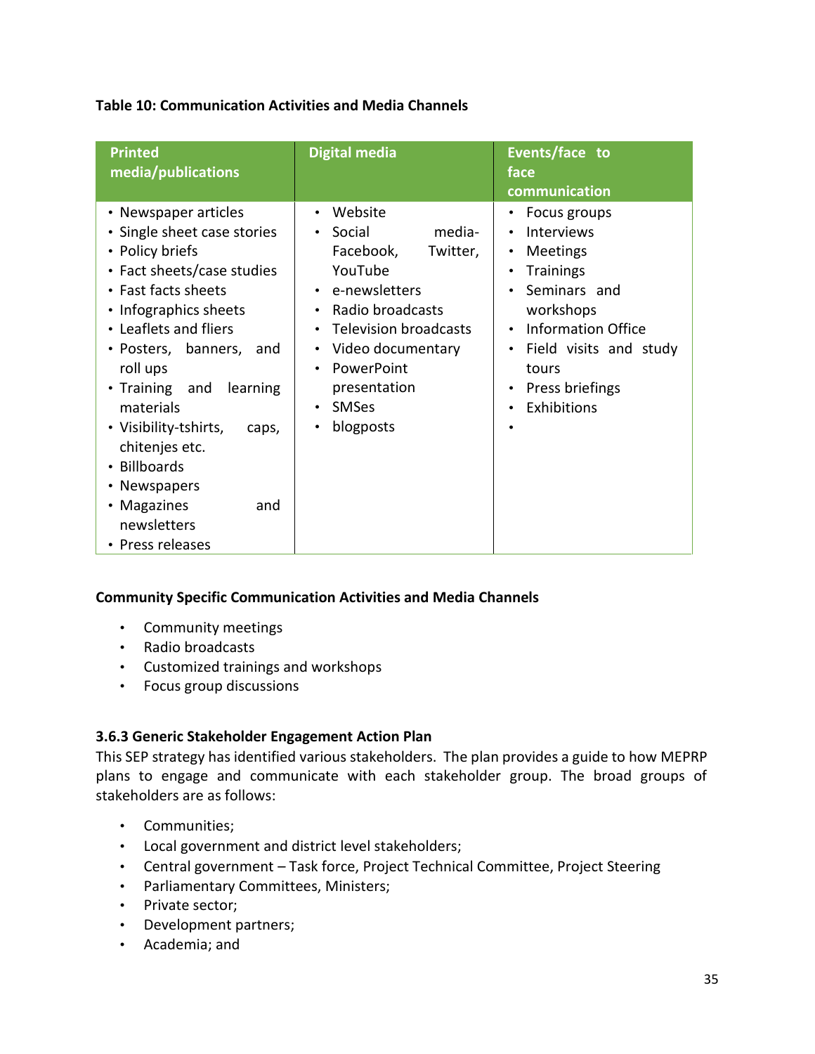**Table 10: Communication Activities and Media Channels**

| Printed media/publications | Digital media | Events/face to face communication |
|---|---|---|
| • Newspaper articles<br>• Single sheet case stories<br>• Policy briefs<br>• Fact sheets/case studies<br>• Fast facts sheets<br>• Infographics sheets<br>• Leaflets and fliers<br>• Posters, banners, and roll ups<br>• Training and learning materials<br>• Visibility-tshirts, caps, chitenjes etc.<br>• Billboards<br>• Newspapers<br>• Magazines and newsletters<br>• Press releases | • Website<br>• Social media- Facebook, Twitter, YouTube<br>• e-newsletters<br>• Radio broadcasts<br>• Television broadcasts<br>• Video documentary<br>• PowerPoint presentation<br>• SMSes<br>• blogposts | • Focus groups<br>• Interviews<br>• Meetings<br>• Trainings<br>• Seminars and workshops<br>• Information Office<br>• Field visits and study tours<br>• Press briefings<br>• Exhibitions<br>• |

**Community Specific Communication Activities and Media Channels**

- Community meetings
- Radio broadcasts
- Customized trainings and workshops
- Focus group discussions

### 3.6.3 Generic Stakeholder Engagement Action Plan

This SEP strategy has identified various stakeholders. The plan provides a guide to how MEPRP plans to engage and communicate with each stakeholder group. The broad groups of stakeholders are as follows:

- Communities;
- Local government and district level stakeholders;
- Central government – Task force, Project Technical Committee, Project Steering
- Parliamentary Committees, Ministers;
- Private sector;
- Development partners;
- Academia; and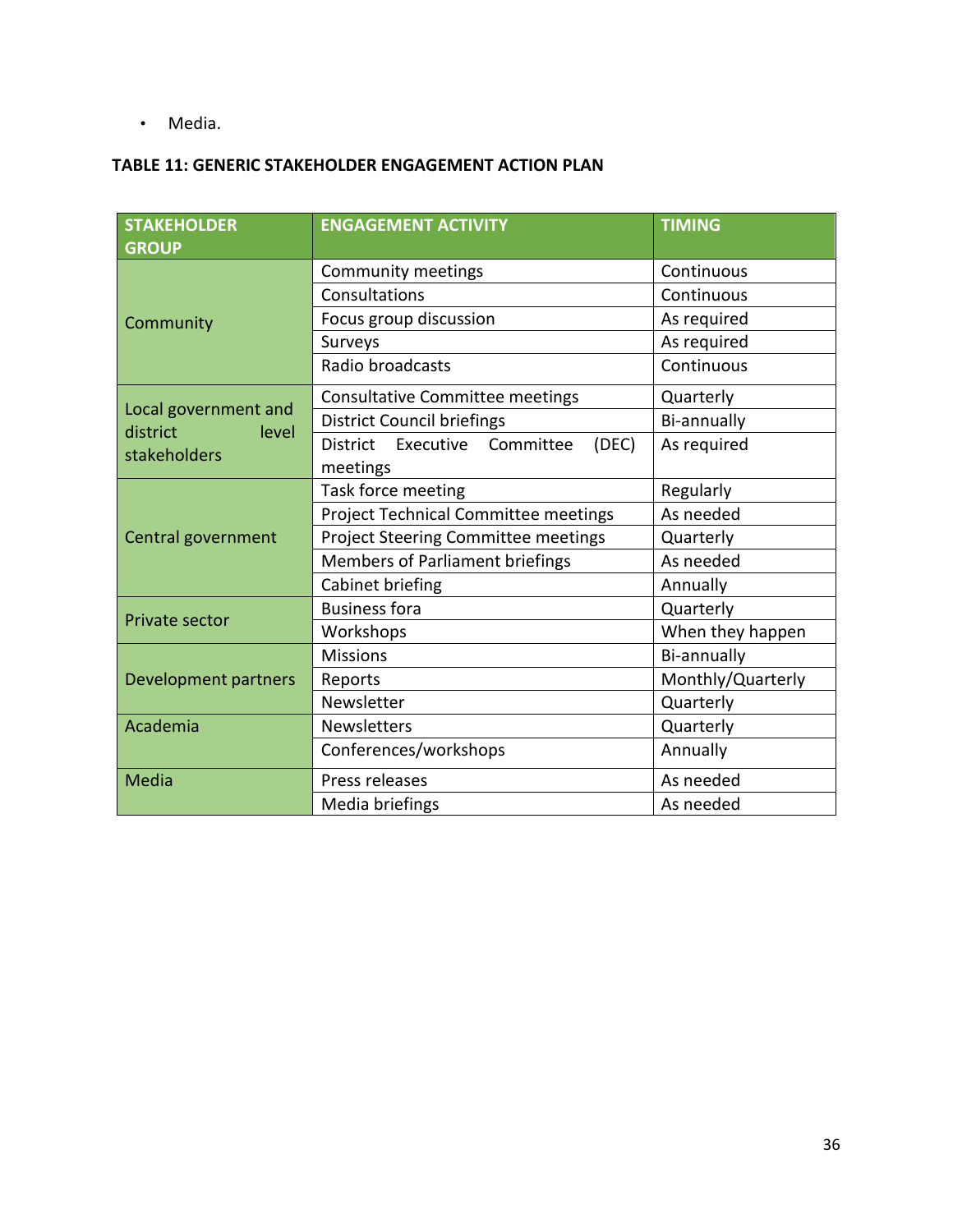- Media.

**TABLE 11: GENERIC STAKEHOLDER ENGAGEMENT ACTION PLAN**

| STAKEHOLDER GROUP | ENGAGEMENT ACTIVITY | TIMING |
|---|---|---|
| Community | Community meetings | Continuous |
| | Consultations | Continuous |
| | Focus group discussion | As required |
| | Surveys | As required |
| | Radio broadcasts | Continuous |
| Local government and district level stakeholders | Consultative Committee meetings | Quarterly |
| | District Council briefings | Bi-annually |
| | District Executive Committee (DEC) meetings | As required |
| Central government | Task force meeting | Regularly |
| | Project Technical Committee meetings | As needed |
| | Project Steering Committee meetings | Quarterly |
| | Members of Parliament briefings | As needed |
| | Cabinet briefing | Annually |
| Private sector | Business fora | Quarterly |
| | Workshops | When they happen |
| Development partners | Missions | Bi-annually |
| | Reports | Monthly/Quarterly |
| | Newsletter | Quarterly |
| Academia | Newsletters | Quarterly |
| | Conferences/workshops | Annually |
| Media | Press releases | As needed |
| | Media briefings | As needed |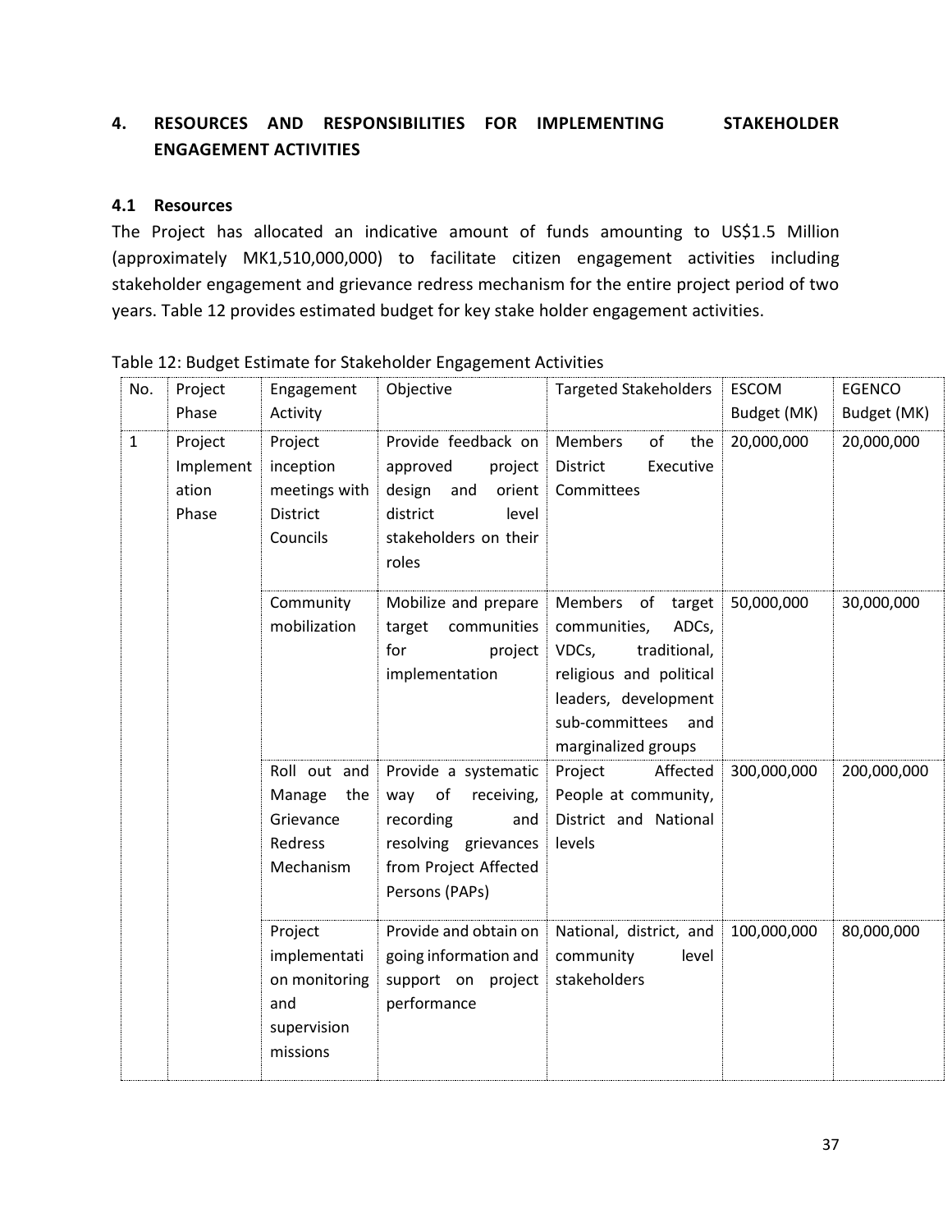# 4. RESOURCES AND RESPONSIBILITIES FOR IMPLEMENTING STAKEHOLDER ENGAGEMENT ACTIVITIES

## 4.1 Resources

The Project has allocated an indicative amount of funds amounting to US$1.5 Million (approximately MK1,510,000,000) to facilitate citizen engagement activities including stakeholder engagement and grievance redress mechanism for the entire project period of two years. Table 12 provides estimated budget for key stake holder engagement activities.

Table 12: Budget Estimate for Stakeholder Engagement Activities

| No. | Project Phase | Engagement Activity | Objective | Targeted Stakeholders | ESCOM Budget (MK) | EGENCO Budget (MK) |
|---|---|---|---|---|---|---|
| 1 | Project Implementation Phase | Project inception meetings with District Councils | Provide feedback on approved project design and orient district level stakeholders on their roles | Members of the District Executive Committees | 20,000,000 | 20,000,000 |
| | | Community mobilization | Mobilize and prepare target communities for project implementation | Members of target communities, ADCs, VDCs, traditional, religious and political leaders, development sub-committees and marginalized groups | 50,000,000 | 30,000,000 |
| | | Roll out and Manage the Grievance Redress Mechanism | Provide a systematic way of receiving, recording and resolving grievances from Project Affected Persons (PAPs) | Project Affected People at community, District and National levels | 300,000,000 | 200,000,000 |
| | | Project implementation monitoring and supervision missions | Provide and obtain on going information and support on project performance | National, district, and community level stakeholders | 100,000,000 | 80,000,000 |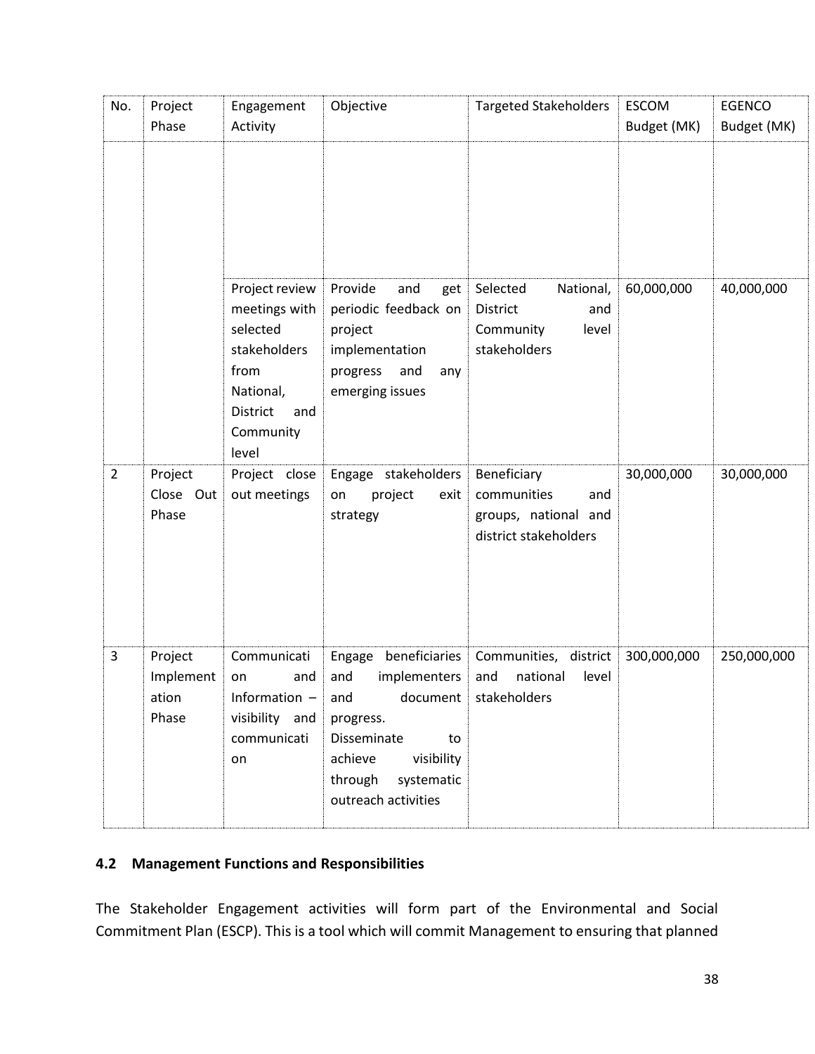| No. | Project Phase | Engagement Activity | Objective | Targeted Stakeholders | ESCOM Budget (MK) | EGENCO Budget (MK) |
|---|---|---|---|---|---|---|
| | | Project review meetings with selected stakeholders from National, District and Community level | Provide and get periodic feedback on project implementation progress and any emerging issues | Selected National, District and Community level stakeholders | 60,000,000 | 40,000,000 |
| 2 | Project Close Out Phase | Project close out meetings | Engage stakeholders on project exit strategy | Beneficiary communities and groups, national and district stakeholders | 30,000,000 | 30,000,000 |
| 3 | Project Implementation Phase | Communication and Information – visibility and communication | Engage beneficiaries and implementers and document progress. Disseminate to achieve visibility through systematic outreach activities | Communities, district and national level stakeholders | 300,000,000 | 250,000,000 |

## 4.2 Management Functions and Responsibilities

The Stakeholder Engagement activities will form part of the Environmental and Social Commitment Plan (ESCP). This is a tool which will commit Management to ensuring that planned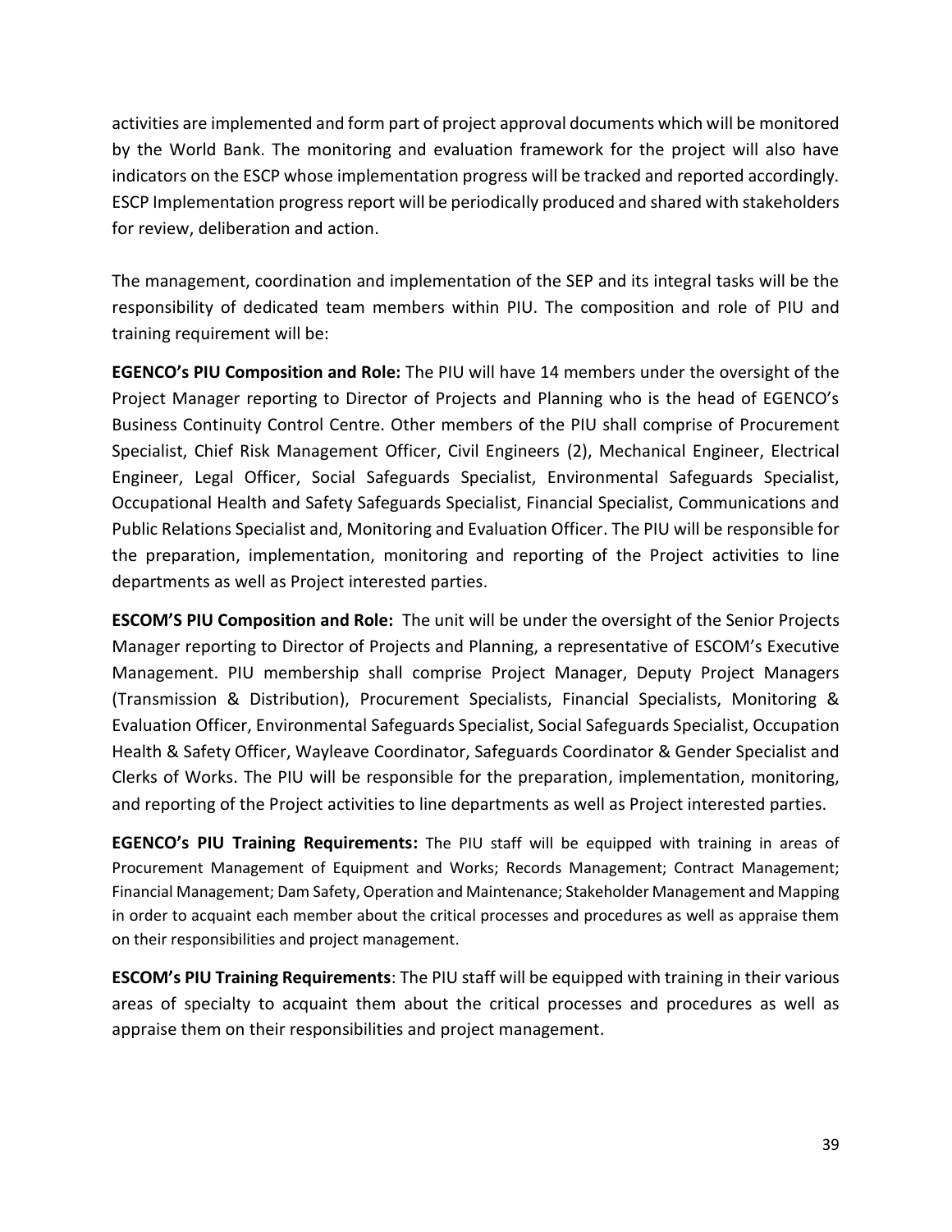activities are implemented and form part of project approval documents which will be monitored by the World Bank. The monitoring and evaluation framework for the project will also have indicators on the ESCP whose implementation progress will be tracked and reported accordingly. ESCP Implementation progress report will be periodically produced and shared with stakeholders for review, deliberation and action.

The management, coordination and implementation of the SEP and its integral tasks will be the responsibility of dedicated team members within PIU. The composition and role of PIU and training requirement will be:

**EGENCO's PIU Composition and Role:** The PIU will have 14 members under the oversight of the Project Manager reporting to Director of Projects and Planning who is the head of EGENCO's Business Continuity Control Centre. Other members of the PIU shall comprise of Procurement Specialist, Chief Risk Management Officer, Civil Engineers (2), Mechanical Engineer, Electrical Engineer, Legal Officer, Social Safeguards Specialist, Environmental Safeguards Specialist, Occupational Health and Safety Safeguards Specialist, Financial Specialist, Communications and Public Relations Specialist and, Monitoring and Evaluation Officer. The PIU will be responsible for the preparation, implementation, monitoring and reporting of the Project activities to line departments as well as Project interested parties.

**ESCOM'S PIU Composition and Role:** The unit will be under the oversight of the Senior Projects Manager reporting to Director of Projects and Planning, a representative of ESCOM's Executive Management. PIU membership shall comprise Project Manager, Deputy Project Managers (Transmission & Distribution), Procurement Specialists, Financial Specialists, Monitoring & Evaluation Officer, Environmental Safeguards Specialist, Social Safeguards Specialist, Occupation Health & Safety Officer, Wayleave Coordinator, Safeguards Coordinator & Gender Specialist and Clerks of Works. The PIU will be responsible for the preparation, implementation, monitoring, and reporting of the Project activities to line departments as well as Project interested parties.

**EGENCO's PIU Training Requirements:** The PIU staff will be equipped with training in areas of Procurement Management of Equipment and Works; Records Management; Contract Management; Financial Management; Dam Safety, Operation and Maintenance; Stakeholder Management and Mapping in order to acquaint each member about the critical processes and procedures as well as appraise them on their responsibilities and project management.

**ESCOM's PIU Training Requirements**: The PIU staff will be equipped with training in their various areas of specialty to acquaint them about the critical processes and procedures as well as appraise them on their responsibilities and project management.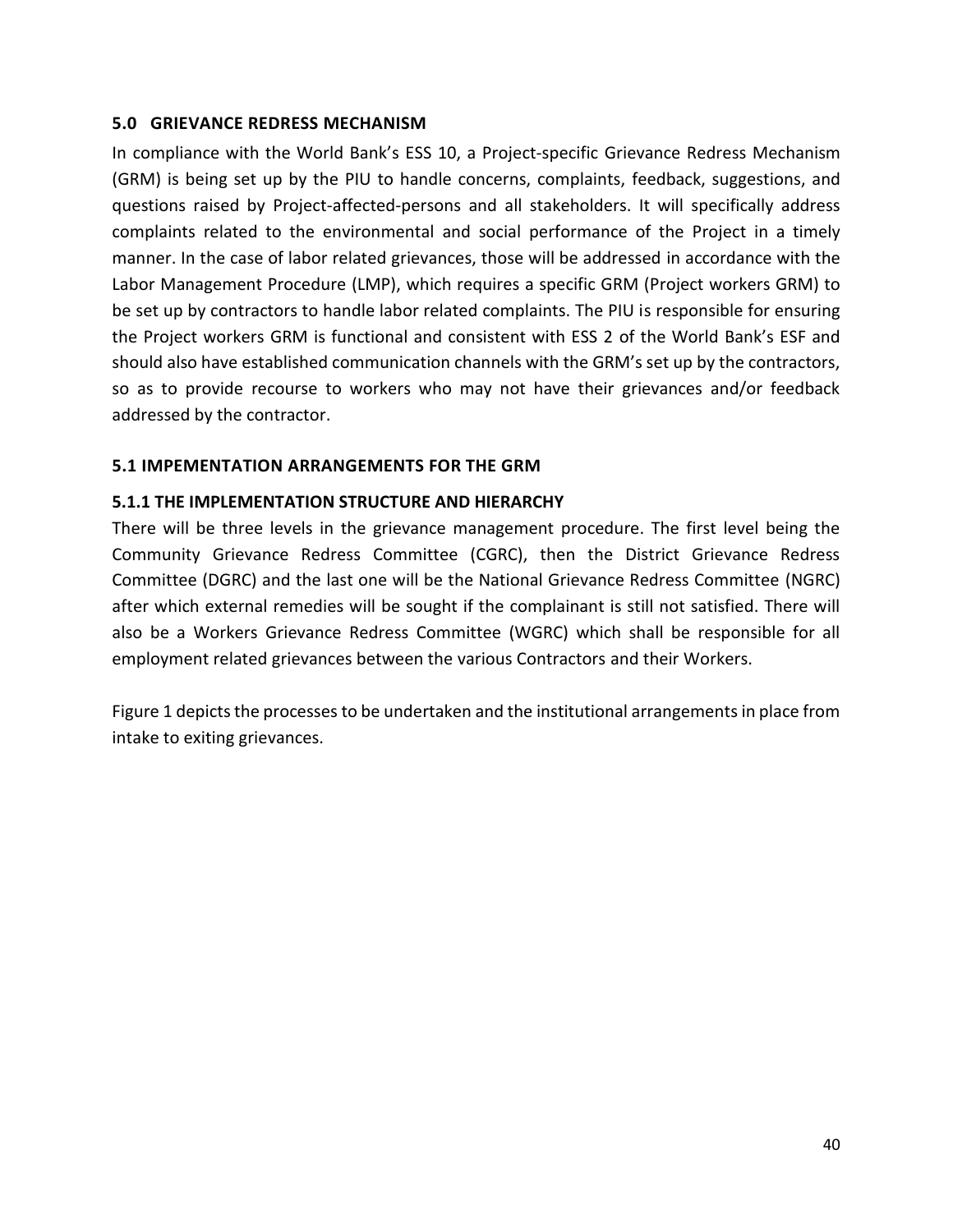## 5.0 GRIEVANCE REDRESS MECHANISM

In compliance with the World Bank's ESS 10, a Project-specific Grievance Redress Mechanism (GRM) is being set up by the PIU to handle concerns, complaints, feedback, suggestions, and questions raised by Project-affected-persons and all stakeholders. It will specifically address complaints related to the environmental and social performance of the Project in a timely manner. In the case of labor related grievances, those will be addressed in accordance with the Labor Management Procedure (LMP), which requires a specific GRM (Project workers GRM) to be set up by contractors to handle labor related complaints. The PIU is responsible for ensuring the Project workers GRM is functional and consistent with ESS 2 of the World Bank's ESF and should also have established communication channels with the GRM's set up by the contractors, so as to provide recourse to workers who may not have their grievances and/or feedback addressed by the contractor.

### 5.1 IMPEMENTATION ARRANGEMENTS FOR THE GRM

#### 5.1.1 THE IMPLEMENTATION STRUCTURE AND HIERARCHY

There will be three levels in the grievance management procedure. The first level being the Community Grievance Redress Committee (CGRC), then the District Grievance Redress Committee (DGRC) and the last one will be the National Grievance Redress Committee (NGRC) after which external remedies will be sought if the complainant is still not satisfied. There will also be a Workers Grievance Redress Committee (WGRC) which shall be responsible for all employment related grievances between the various Contractors and their Workers.

Figure 1 depicts the processes to be undertaken and the institutional arrangements in place from intake to exiting grievances.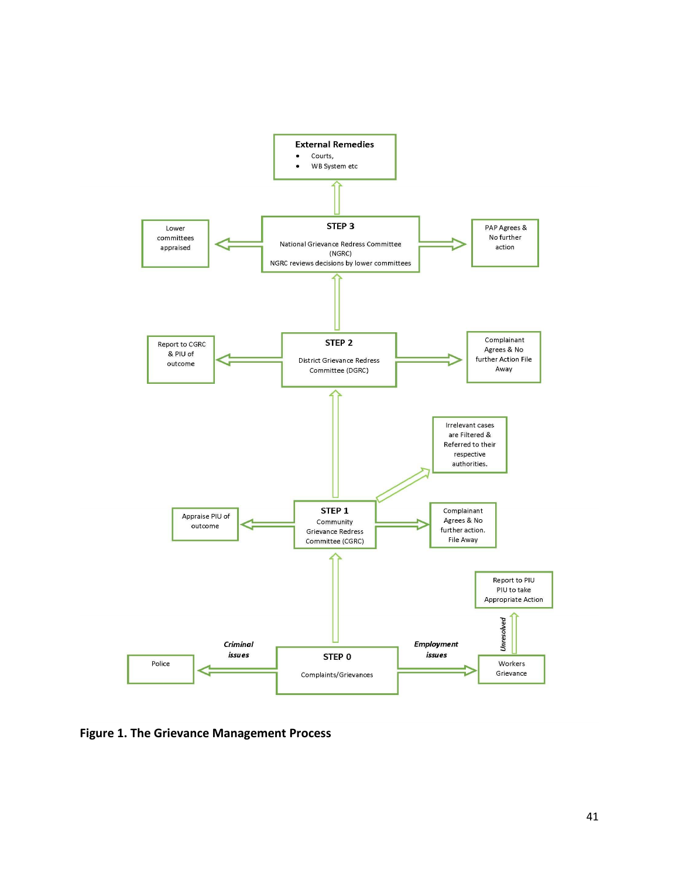External Remedies
- Courts,
- WB System etc

Lower committees appraised

STEP 3

National Grievance Redress Committee (NGRC)

NGRC reviews decisions by lower committees

PAP Agrees & No further action

Report to CGRC & PIU of outcome

STEP 2

District Grievance Redress Committee (DGRC)

Complainant Agrees & No further Action File Away

Irrelevant cases are Filtered & Referred to their respective authorities.

Appraise PIU of outcome

STEP 1

Community Grievance Redress Committee (CGRC)

Complainant Agrees & No further action. File Away

Report to PIU
PIU to take Appropriate Action

*Unresolved*

*Criminal issues*

*Employment issues*

Police

STEP 0

Complaints/Grievances

Workers Grievance

**Figure 1. The Grievance Management Process**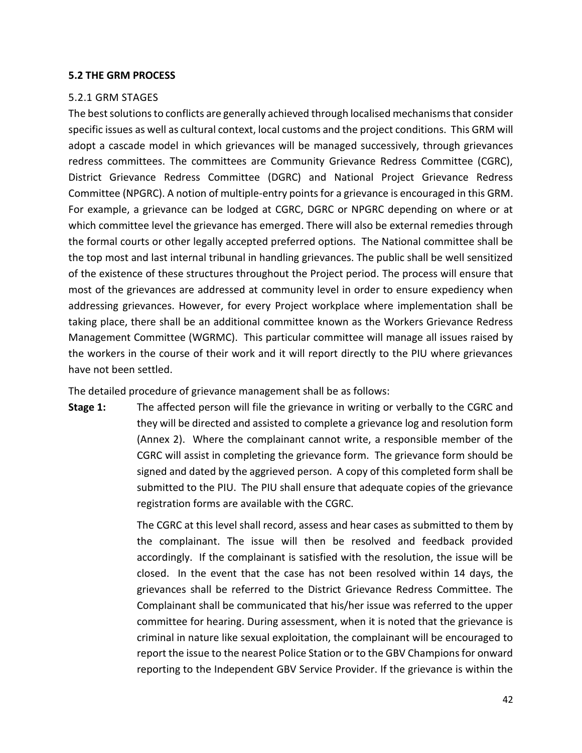### 5.2 THE GRM PROCESS

#### 5.2.1 GRM STAGES

The best solutions to conflicts are generally achieved through localised mechanisms that consider specific issues as well as cultural context, local customs and the project conditions. This GRM will adopt a cascade model in which grievances will be managed successively, through grievances redress committees. The committees are Community Grievance Redress Committee (CGRC), District Grievance Redress Committee (DGRC) and National Project Grievance Redress Committee (NPGRC). A notion of multiple-entry points for a grievance is encouraged in this GRM. For example, a grievance can be lodged at CGRC, DGRC or NPGRC depending on where or at which committee level the grievance has emerged. There will also be external remedies through the formal courts or other legally accepted preferred options. The National committee shall be the top most and last internal tribunal in handling grievances. The public shall be well sensitized of the existence of these structures throughout the Project period. The process will ensure that most of the grievances are addressed at community level in order to ensure expediency when addressing grievances. However, for every Project workplace where implementation shall be taking place, there shall be an additional committee known as the Workers Grievance Redress Management Committee (WGRMC). This particular committee will manage all issues raised by the workers in the course of their work and it will report directly to the PIU where grievances have not been settled.

The detailed procedure of grievance management shall be as follows:

**Stage 1:** The affected person will file the grievance in writing or verbally to the CGRC and they will be directed and assisted to complete a grievance log and resolution form (Annex 2). Where the complainant cannot write, a responsible member of the CGRC will assist in completing the grievance form. The grievance form should be signed and dated by the aggrieved person. A copy of this completed form shall be submitted to the PIU. The PIU shall ensure that adequate copies of the grievance registration forms are available with the CGRC.

The CGRC at this level shall record, assess and hear cases as submitted to them by the complainant. The issue will then be resolved and feedback provided accordingly. If the complainant is satisfied with the resolution, the issue will be closed. In the event that the case has not been resolved within 14 days, the grievances shall be referred to the District Grievance Redress Committee. The Complainant shall be communicated that his/her issue was referred to the upper committee for hearing. During assessment, when it is noted that the grievance is criminal in nature like sexual exploitation, the complainant will be encouraged to report the issue to the nearest Police Station or to the GBV Champions for onward reporting to the Independent GBV Service Provider. If the grievance is within the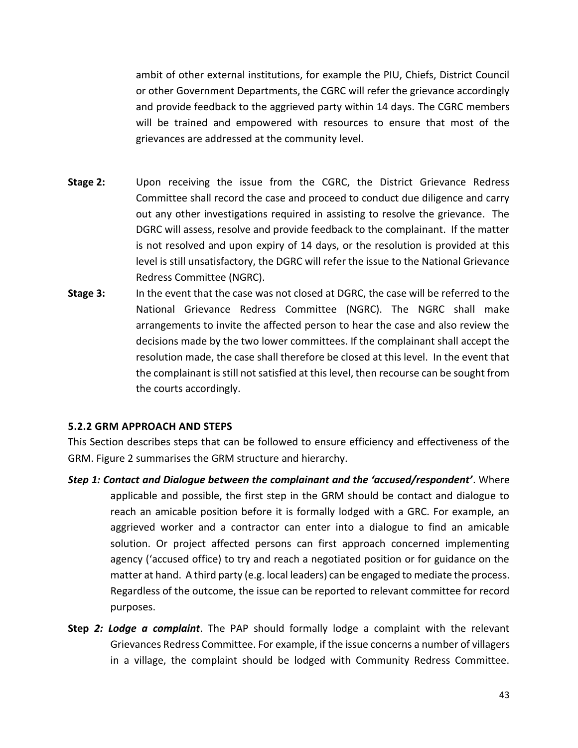ambit of other external institutions, for example the PIU, Chiefs, District Council or other Government Departments, the CGRC will refer the grievance accordingly and provide feedback to the aggrieved party within 14 days. The CGRC members will be trained and empowered with resources to ensure that most of the grievances are addressed at the community level.

**Stage 2:** Upon receiving the issue from the CGRC, the District Grievance Redress Committee shall record the case and proceed to conduct due diligence and carry out any other investigations required in assisting to resolve the grievance. The DGRC will assess, resolve and provide feedback to the complainant. If the matter is not resolved and upon expiry of 14 days, or the resolution is provided at this level is still unsatisfactory, the DGRC will refer the issue to the National Grievance Redress Committee (NGRC).

**Stage 3:** In the event that the case was not closed at DGRC, the case will be referred to the National Grievance Redress Committee (NGRC). The NGRC shall make arrangements to invite the affected person to hear the case and also review the decisions made by the two lower committees. If the complainant shall accept the resolution made, the case shall therefore be closed at this level. In the event that the complainant is still not satisfied at this level, then recourse can be sought from the courts accordingly.

#### 5.2.2 GRM APPROACH AND STEPS

This Section describes steps that can be followed to ensure efficiency and effectiveness of the GRM. Figure 2 summarises the GRM structure and hierarchy.

***Step 1: Contact and Dialogue between the complainant and the 'accused/respondent'***. Where applicable and possible, the first step in the GRM should be contact and dialogue to reach an amicable position before it is formally lodged with a GRC. For example, an aggrieved worker and a contractor can enter into a dialogue to find an amicable solution. Or project affected persons can first approach concerned implementing agency ('accused office) to try and reach a negotiated position or for guidance on the matter at hand. A third party (e.g. local leaders) can be engaged to mediate the process. Regardless of the outcome, the issue can be reported to relevant committee for record purposes.

**Step** ***2: Lodge a complaint***. The PAP should formally lodge a complaint with the relevant Grievances Redress Committee. For example, if the issue concerns a number of villagers in a village, the complaint should be lodged with Community Redress Committee.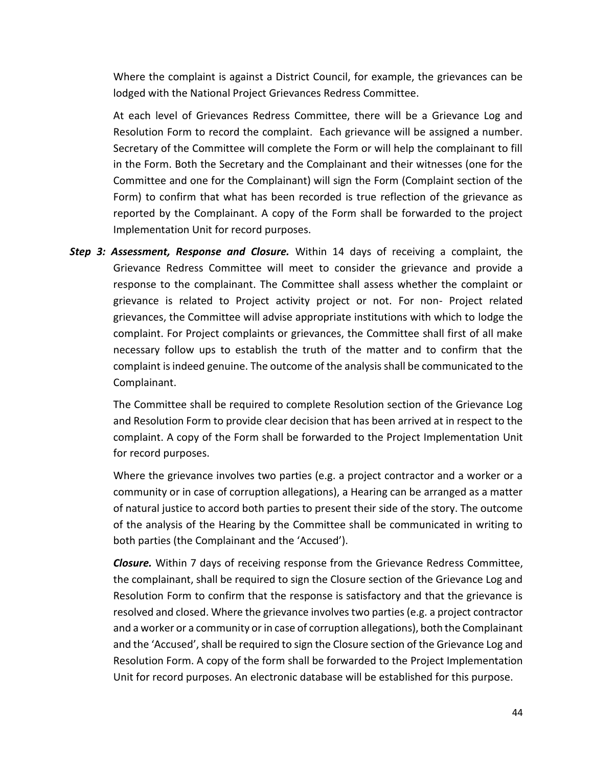Where the complaint is against a District Council, for example, the grievances can be lodged with the National Project Grievances Redress Committee.

At each level of Grievances Redress Committee, there will be a Grievance Log and Resolution Form to record the complaint. Each grievance will be assigned a number. Secretary of the Committee will complete the Form or will help the complainant to fill in the Form. Both the Secretary and the Complainant and their witnesses (one for the Committee and one for the Complainant) will sign the Form (Complaint section of the Form) to confirm that what has been recorded is true reflection of the grievance as reported by the Complainant. A copy of the Form shall be forwarded to the project Implementation Unit for record purposes.

***Step 3: Assessment, Response and Closure.*** Within 14 days of receiving a complaint, the Grievance Redress Committee will meet to consider the grievance and provide a response to the complainant. The Committee shall assess whether the complaint or grievance is related to Project activity project or not. For non- Project related grievances, the Committee will advise appropriate institutions with which to lodge the complaint. For Project complaints or grievances, the Committee shall first of all make necessary follow ups to establish the truth of the matter and to confirm that the complaint is indeed genuine. The outcome of the analysis shall be communicated to the Complainant.

The Committee shall be required to complete Resolution section of the Grievance Log and Resolution Form to provide clear decision that has been arrived at in respect to the complaint. A copy of the Form shall be forwarded to the Project Implementation Unit for record purposes.

Where the grievance involves two parties (e.g. a project contractor and a worker or a community or in case of corruption allegations), a Hearing can be arranged as a matter of natural justice to accord both parties to present their side of the story. The outcome of the analysis of the Hearing by the Committee shall be communicated in writing to both parties (the Complainant and the 'Accused').

***Closure.*** Within 7 days of receiving response from the Grievance Redress Committee, the complainant, shall be required to sign the Closure section of the Grievance Log and Resolution Form to confirm that the response is satisfactory and that the grievance is resolved and closed. Where the grievance involves two parties (e.g. a project contractor and a worker or a community or in case of corruption allegations), both the Complainant and the 'Accused', shall be required to sign the Closure section of the Grievance Log and Resolution Form. A copy of the form shall be forwarded to the Project Implementation Unit for record purposes. An electronic database will be established for this purpose.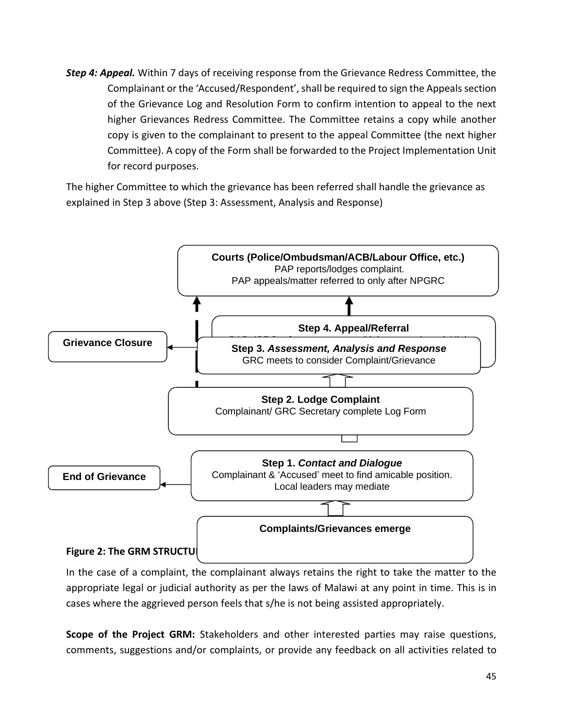**Step 4: Appeal.** Within 7 days of receiving response from the Grievance Redress Committee, the Complainant or the 'Accused/Respondent', shall be required to sign the Appeals section of the Grievance Log and Resolution Form to confirm intention to appeal to the next higher Grievances Redress Committee. The Committee retains a copy while another copy is given to the complainant to present to the appeal Committee (the next higher Committee). A copy of the Form shall be forwarded to the Project Implementation Unit for record purposes.

The higher Committee to which the grievance has been referred shall handle the grievance as explained in Step 3 above (Step 3: Assessment, Analysis and Response)

**Courts (Police/Ombudsman/ACB/Labour Office, etc.)**
PAP reports/lodges complaint.
PAP appeals/matter referred to only after NPGRC

**Step 4. Appeal/Referral**

**Grievance Closure**

**Step 3. *Assessment, Analysis and Response***
GRC meets to consider Complaint/Grievance

**Step 2. Lodge Complaint**
Complainant/ GRC Secretary complete Log Form

**End of Grievance**

**Step 1. *Contact and Dialogue***
Complainant & 'Accused' meet to find amicable position.
Local leaders may mediate

**Complaints/Grievances emerge**

**Figure 2: The GRM STRUCTURE**

In the case of a complaint, the complainant always retains the right to take the matter to the appropriate legal or judicial authority as per the laws of Malawi at any point in time. This is in cases where the aggrieved person feels that s/he is not being assisted appropriately.

**Scope of the Project GRM:** Stakeholders and other interested parties may raise questions, comments, suggestions and/or complaints, or provide any feedback on all activities related to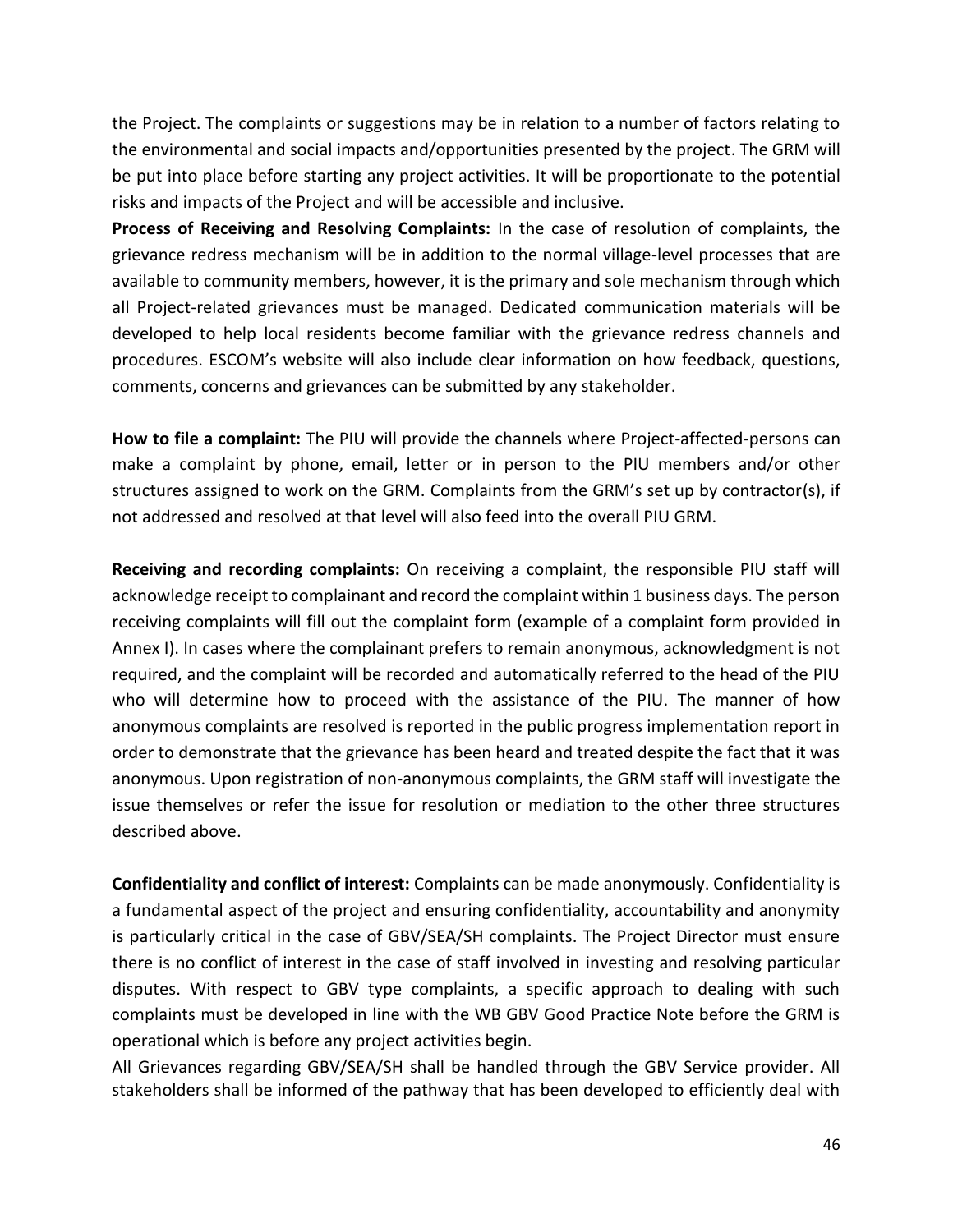the Project. The complaints or suggestions may be in relation to a number of factors relating to the environmental and social impacts and/opportunities presented by the project. The GRM will be put into place before starting any project activities. It will be proportionate to the potential risks and impacts of the Project and will be accessible and inclusive.

**Process of Receiving and Resolving Complaints:** In the case of resolution of complaints, the grievance redress mechanism will be in addition to the normal village-level processes that are available to community members, however, it is the primary and sole mechanism through which all Project-related grievances must be managed. Dedicated communication materials will be developed to help local residents become familiar with the grievance redress channels and procedures. ESCOM's website will also include clear information on how feedback, questions, comments, concerns and grievances can be submitted by any stakeholder.

**How to file a complaint:** The PIU will provide the channels where Project-affected-persons can make a complaint by phone, email, letter or in person to the PIU members and/or other structures assigned to work on the GRM. Complaints from the GRM's set up by contractor(s), if not addressed and resolved at that level will also feed into the overall PIU GRM.

**Receiving and recording complaints:** On receiving a complaint, the responsible PIU staff will acknowledge receipt to complainant and record the complaint within 1 business days. The person receiving complaints will fill out the complaint form (example of a complaint form provided in Annex I). In cases where the complainant prefers to remain anonymous, acknowledgment is not required, and the complaint will be recorded and automatically referred to the head of the PIU who will determine how to proceed with the assistance of the PIU. The manner of how anonymous complaints are resolved is reported in the public progress implementation report in order to demonstrate that the grievance has been heard and treated despite the fact that it was anonymous. Upon registration of non-anonymous complaints, the GRM staff will investigate the issue themselves or refer the issue for resolution or mediation to the other three structures described above.

**Confidentiality and conflict of interest:** Complaints can be made anonymously. Confidentiality is a fundamental aspect of the project and ensuring confidentiality, accountability and anonymity is particularly critical in the case of GBV/SEA/SH complaints. The Project Director must ensure there is no conflict of interest in the case of staff involved in investing and resolving particular disputes. With respect to GBV type complaints, a specific approach to dealing with such complaints must be developed in line with the WB GBV Good Practice Note before the GRM is operational which is before any project activities begin.

All Grievances regarding GBV/SEA/SH shall be handled through the GBV Service provider. All stakeholders shall be informed of the pathway that has been developed to efficiently deal with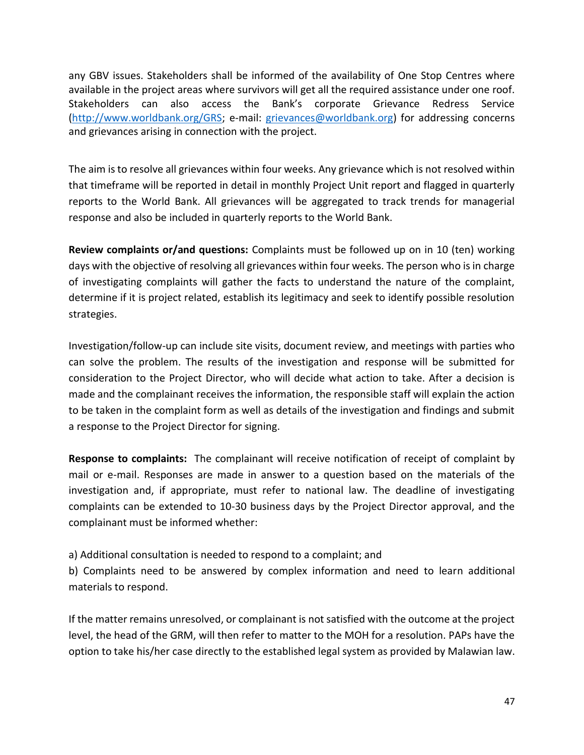any GBV issues. Stakeholders shall be informed of the availability of One Stop Centres where available in the project areas where survivors will get all the required assistance under one roof. Stakeholders can also access the Bank's corporate Grievance Redress Service (http://www.worldbank.org/GRS; e-mail: grievances@worldbank.org) for addressing concerns and grievances arising in connection with the project.

The aim is to resolve all grievances within four weeks. Any grievance which is not resolved within that timeframe will be reported in detail in monthly Project Unit report and flagged in quarterly reports to the World Bank. All grievances will be aggregated to track trends for managerial response and also be included in quarterly reports to the World Bank.

**Review complaints or/and questions:** Complaints must be followed up on in 10 (ten) working days with the objective of resolving all grievances within four weeks. The person who is in charge of investigating complaints will gather the facts to understand the nature of the complaint, determine if it is project related, establish its legitimacy and seek to identify possible resolution strategies.

Investigation/follow-up can include site visits, document review, and meetings with parties who can solve the problem. The results of the investigation and response will be submitted for consideration to the Project Director, who will decide what action to take. After a decision is made and the complainant receives the information, the responsible staff will explain the action to be taken in the complaint form as well as details of the investigation and findings and submit a response to the Project Director for signing.

**Response to complaints:** The complainant will receive notification of receipt of complaint by mail or e-mail. Responses are made in answer to a question based on the materials of the investigation and, if appropriate, must refer to national law. The deadline of investigating complaints can be extended to 10-30 business days by the Project Director approval, and the complainant must be informed whether:

a) Additional consultation is needed to respond to a complaint; and

b) Complaints need to be answered by complex information and need to learn additional materials to respond.

If the matter remains unresolved, or complainant is not satisfied with the outcome at the project level, the head of the GRM, will then refer to matter to the MOH for a resolution. PAPs have the option to take his/her case directly to the established legal system as provided by Malawian law.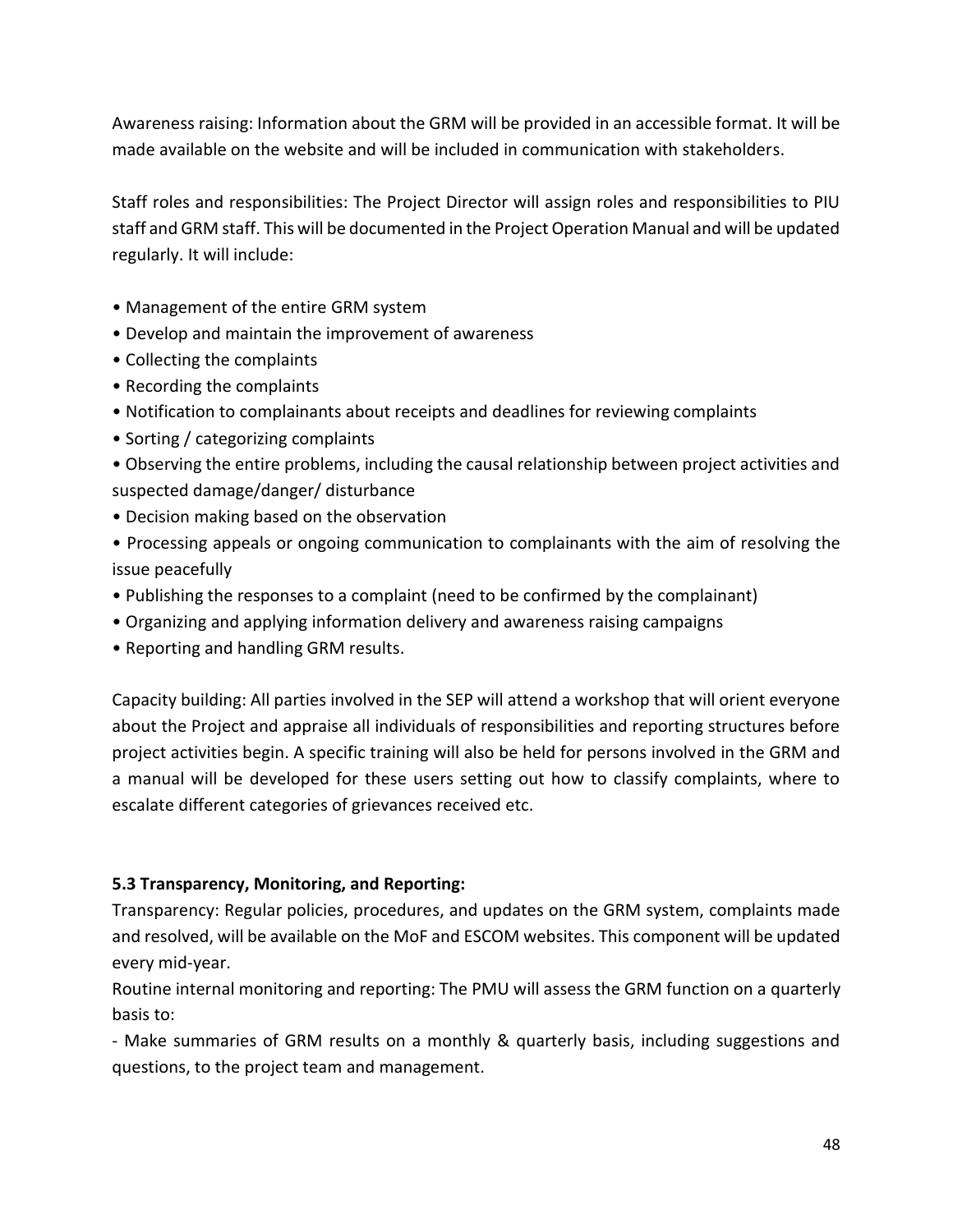Awareness raising: Information about the GRM will be provided in an accessible format. It will be made available on the website and will be included in communication with stakeholders.

Staff roles and responsibilities: The Project Director will assign roles and responsibilities to PIU staff and GRM staff. This will be documented in the Project Operation Manual and will be updated regularly. It will include:

- Management of the entire GRM system
- Develop and maintain the improvement of awareness
- Collecting the complaints
- Recording the complaints
- Notification to complainants about receipts and deadlines for reviewing complaints
- Sorting / categorizing complaints
- Observing the entire problems, including the causal relationship between project activities and suspected damage/danger/ disturbance
- Decision making based on the observation
- Processing appeals or ongoing communication to complainants with the aim of resolving the issue peacefully
- Publishing the responses to a complaint (need to be confirmed by the complainant)
- Organizing and applying information delivery and awareness raising campaigns
- Reporting and handling GRM results.

Capacity building: All parties involved in the SEP will attend a workshop that will orient everyone about the Project and appraise all individuals of responsibilities and reporting structures before project activities begin. A specific training will also be held for persons involved in the GRM and a manual will be developed for these users setting out how to classify complaints, where to escalate different categories of grievances received etc.

### 5.3 Transparency, Monitoring, and Reporting:

Transparency: Regular policies, procedures, and updates on the GRM system, complaints made and resolved, will be available on the MoF and ESCOM websites. This component will be updated every mid-year.

Routine internal monitoring and reporting: The PMU will assess the GRM function on a quarterly basis to:

- Make summaries of GRM results on a monthly & quarterly basis, including suggestions and questions, to the project team and management.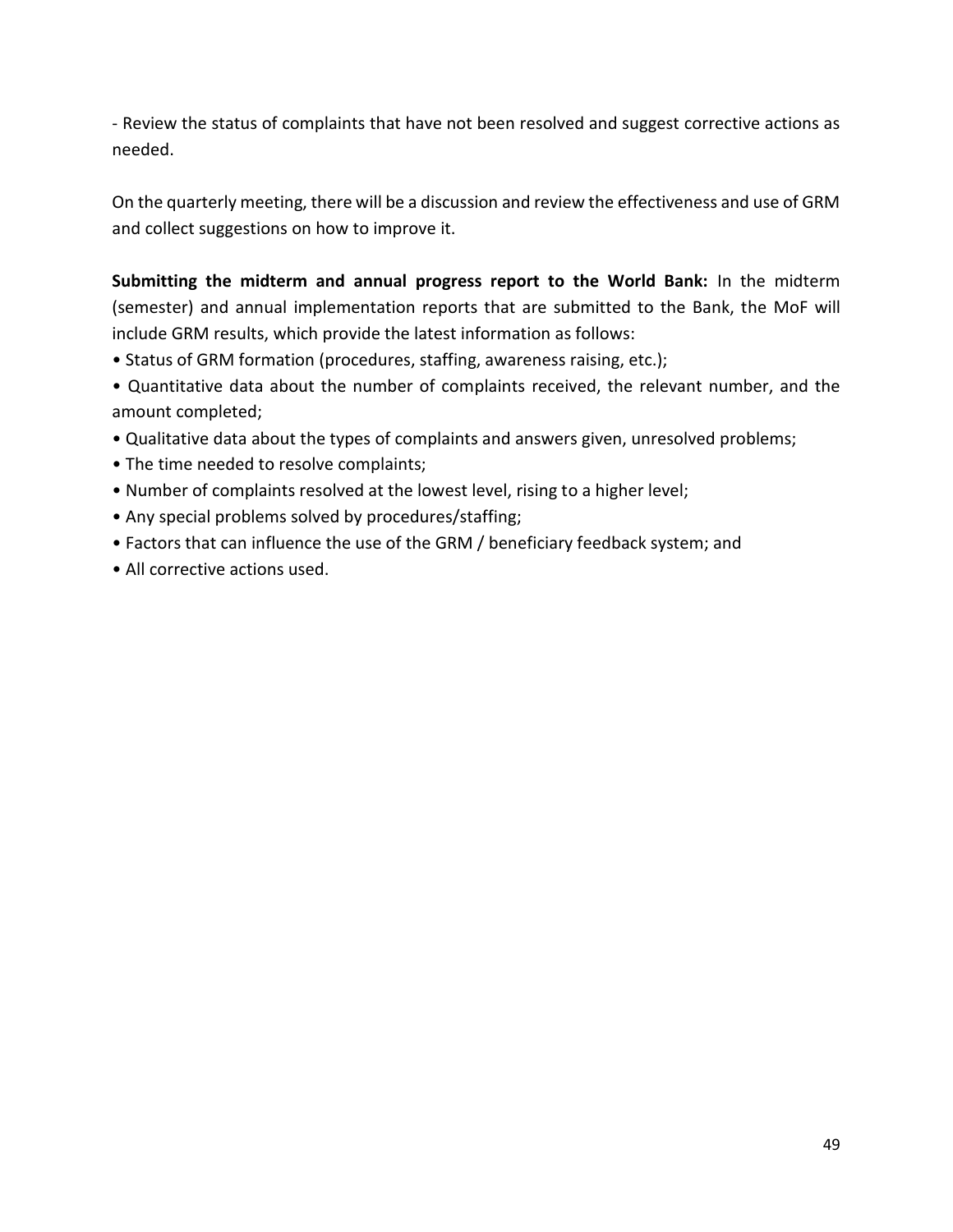- Review the status of complaints that have not been resolved and suggest corrective actions as needed.

On the quarterly meeting, there will be a discussion and review the effectiveness and use of GRM and collect suggestions on how to improve it.

**Submitting the midterm and annual progress report to the World Bank:** In the midterm (semester) and annual implementation reports that are submitted to the Bank, the MoF will include GRM results, which provide the latest information as follows:

- Status of GRM formation (procedures, staffing, awareness raising, etc.);
- Quantitative data about the number of complaints received, the relevant number, and the amount completed;
- Qualitative data about the types of complaints and answers given, unresolved problems;
- The time needed to resolve complaints;
- Number of complaints resolved at the lowest level, rising to a higher level;
- Any special problems solved by procedures/staffing;
- Factors that can influence the use of the GRM / beneficiary feedback system; and
- All corrective actions used.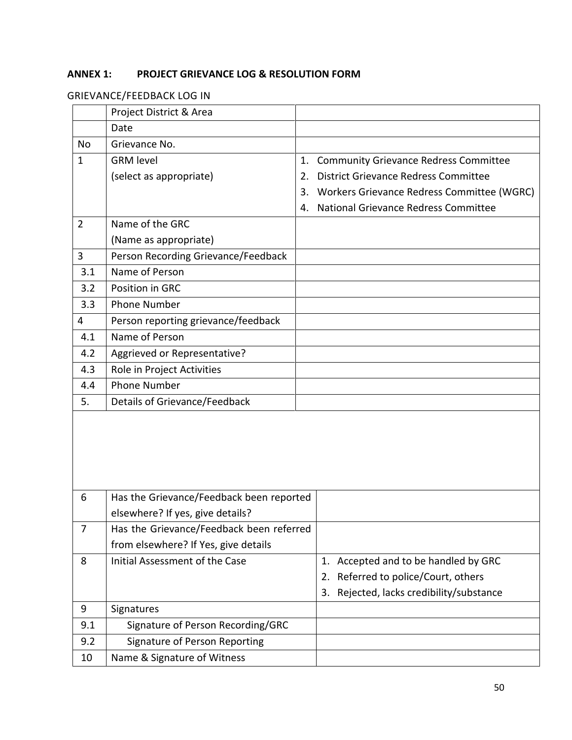## ANNEX 1: PROJECT GRIEVANCE LOG & RESOLUTION FORM

GRIEVANCE/FEEDBACK LOG IN

| | | |
|---|---|---|
| | Project District & Area | |
| | Date | |
| No | Grievance No. | |
| 1 | GRM level (select as appropriate) | 1. Community Grievance Redress Committee<br>2. District Grievance Redress Committee<br>3. Workers Grievance Redress Committee (WGRC)<br>4. National Grievance Redress Committee |
| 2 | Name of the GRC (Name as appropriate) | |
| 3 | Person Recording Grievance/Feedback | |
| 3.1 | Name of Person | |
| 3.2 | Position in GRC | |
| 3.3 | Phone Number | |
| 4 | Person reporting grievance/feedback | |
| 4.1 | Name of Person | |
| 4.2 | Aggrieved or Representative? | |
| 4.3 | Role in Project Activities | |
| 4.4 | Phone Number | |
| 5. | Details of Grievance/Feedback | |
| | | |
| 6 | Has the Grievance/Feedback been reported elsewhere? If yes, give details? | |
| 7 | Has the Grievance/Feedback been referred from elsewhere? If Yes, give details | |
| 8 | Initial Assessment of the Case | 1. Accepted and to be handled by GRC<br>2. Referred to police/Court, others<br>3. Rejected, lacks credibility/substance |
| 9 | Signatures | |
| 9.1 | Signature of Person Recording/GRC | |
| 9.2 | Signature of Person Reporting | |
| 10 | Name & Signature of Witness | |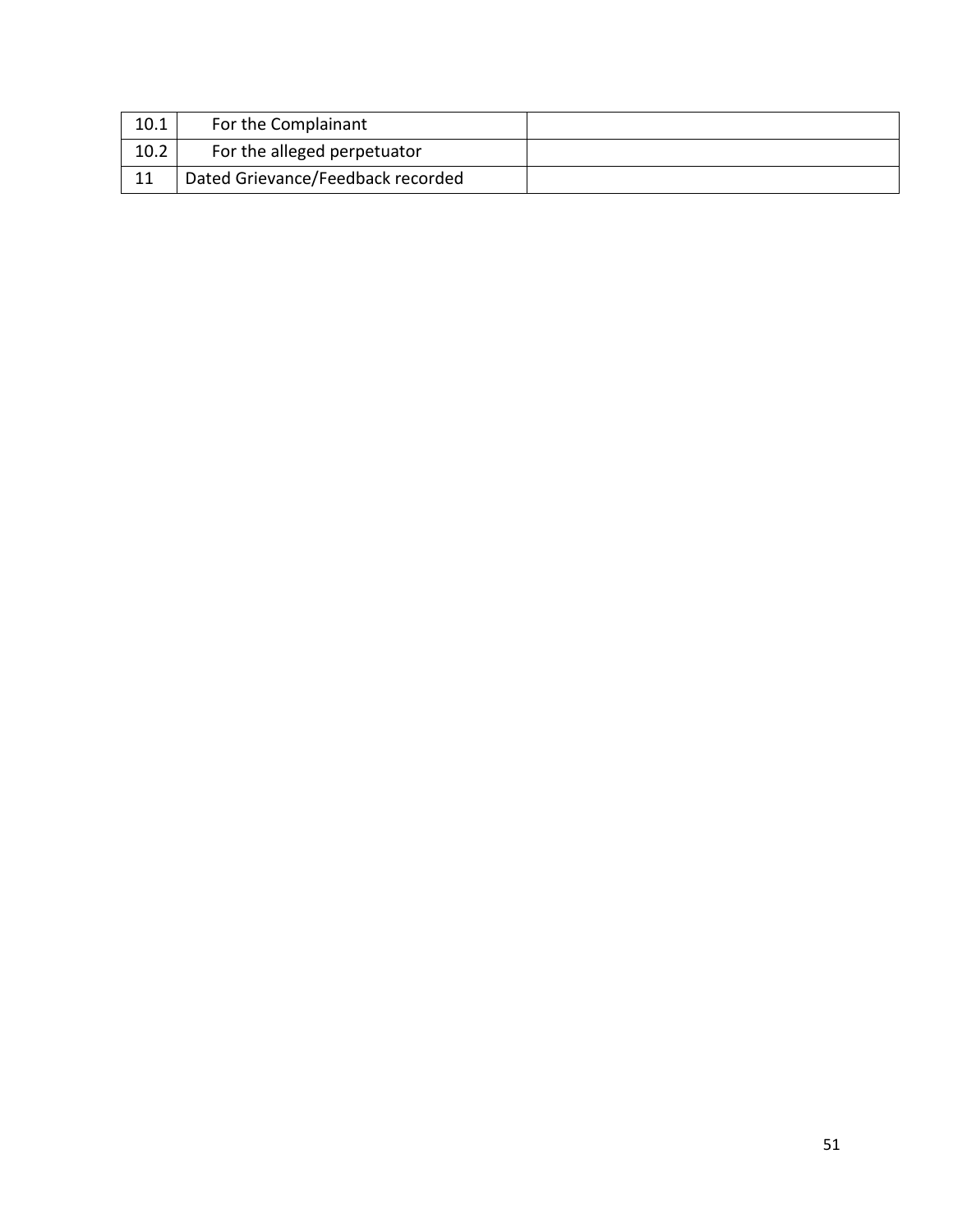| | | |
|---|---|---|
| 10.1 | For the Complainant | |
| 10.2 | For the alleged perpetuator | |
| 11 | Dated Grievance/Feedback recorded | |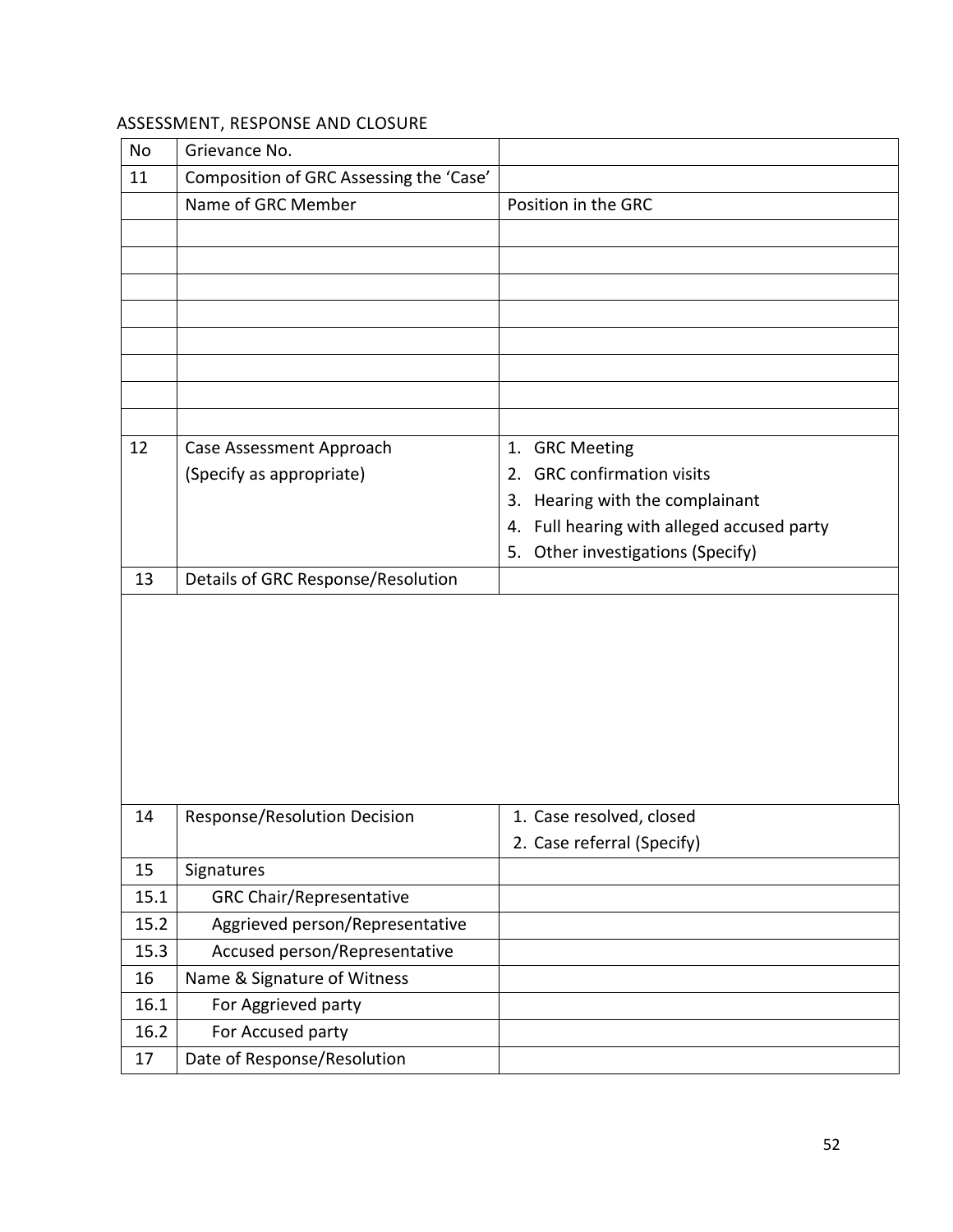ASSESSMENT, RESPONSE AND CLOSURE

| No | Grievance No. | |
|---|---|---|
| 11 | Composition of GRC Assessing the 'Case' | |
| | Name of GRC Member | Position in the GRC |
| | | |
| | | |
| | | |
| | | |
| | | |
| | | |
| | | |
| | | |
| 12 | Case Assessment Approach (Specify as appropriate) | 1. GRC Meeting<br>2. GRC confirmation visits<br>3. Hearing with the complainant<br>4. Full hearing with alleged accused party<br>5. Other investigations (Specify) |
| 13 | Details of GRC Response/Resolution | |
| | | |
| 14 | Response/Resolution Decision | 1. Case resolved, closed<br>2. Case referral (Specify) |
| 15 | Signatures | |
| 15.1 | GRC Chair/Representative | |
| 15.2 | Aggrieved person/Representative | |
| 15.3 | Accused person/Representative | |
| 16 | Name & Signature of Witness | |
| 16.1 | For Aggrieved party | |
| 16.2 | For Accused party | |
| 17 | Date of Response/Resolution | |